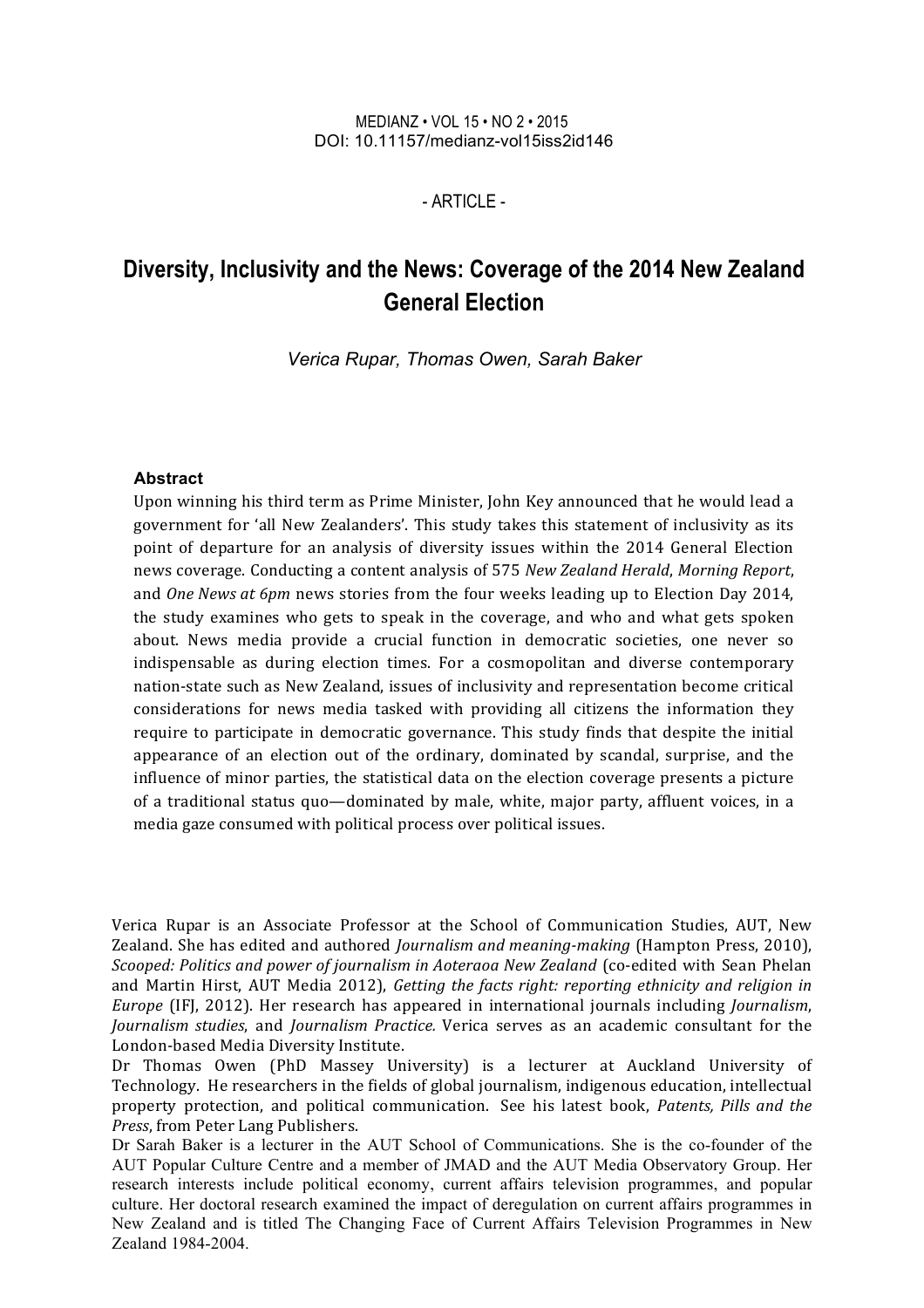MEDIANZ • VOL 15 • NO 2 • 2015
DOI: 10.11157/medianz-vol15iss2id146

- ARTICLE -

# Diversity, Inclusivity and the News: Coverage of the 2014 New Zealand General Election

*Verica Rupar, Thomas Owen, Sarah Baker*

### Abstract

Upon winning his third term as Prime Minister, John Key announced that he would lead a government for 'all New Zealanders'. This study takes this statement of inclusivity as its point of departure for an analysis of diversity issues within the 2014 General Election news coverage. Conducting a content analysis of 575 *New Zealand Herald*, *Morning Report*, and *One News at 6pm* news stories from the four weeks leading up to Election Day 2014, the study examines who gets to speak in the coverage, and who and what gets spoken about. News media provide a crucial function in democratic societies, one never so indispensable as during election times. For a cosmopolitan and diverse contemporary nation-state such as New Zealand, issues of inclusivity and representation become critical considerations for news media tasked with providing all citizens the information they require to participate in democratic governance. This study finds that despite the initial appearance of an election out of the ordinary, dominated by scandal, surprise, and the influence of minor parties, the statistical data on the election coverage presents a picture of a traditional status quo—dominated by male, white, major party, affluent voices, in a media gaze consumed with political process over political issues.

Verica Rupar is an Associate Professor at the School of Communication Studies, AUT, New Zealand. She has edited and authored *Journalism and meaning-making* (Hampton Press, 2010), *Scooped: Politics and power of journalism in Aoteraoa New Zealand* (co-edited with Sean Phelan and Martin Hirst, AUT Media 2012), *Getting the facts right: reporting ethnicity and religion in Europe* (IFJ, 2012). Her research has appeared in international journals including *Journalism*, *Journalism studies*, and *Journalism Practice.* Verica serves as an academic consultant for the London-based Media Diversity Institute.

Dr Thomas Owen (PhD Massey University) is a lecturer at Auckland University of Technology. He researchers in the fields of global journalism, indigenous education, intellectual property protection, and political communication. See his latest book, *Patents, Pills and the Press*, from Peter Lang Publishers.

Dr Sarah Baker is a lecturer in the AUT School of Communications. She is the co-founder of the AUT Popular Culture Centre and a member of JMAD and the AUT Media Observatory Group. Her research interests include political economy, current affairs television programmes, and popular culture. Her doctoral research examined the impact of deregulation on current affairs programmes in New Zealand and is titled The Changing Face of Current Affairs Television Programmes in New Zealand 1984-2004.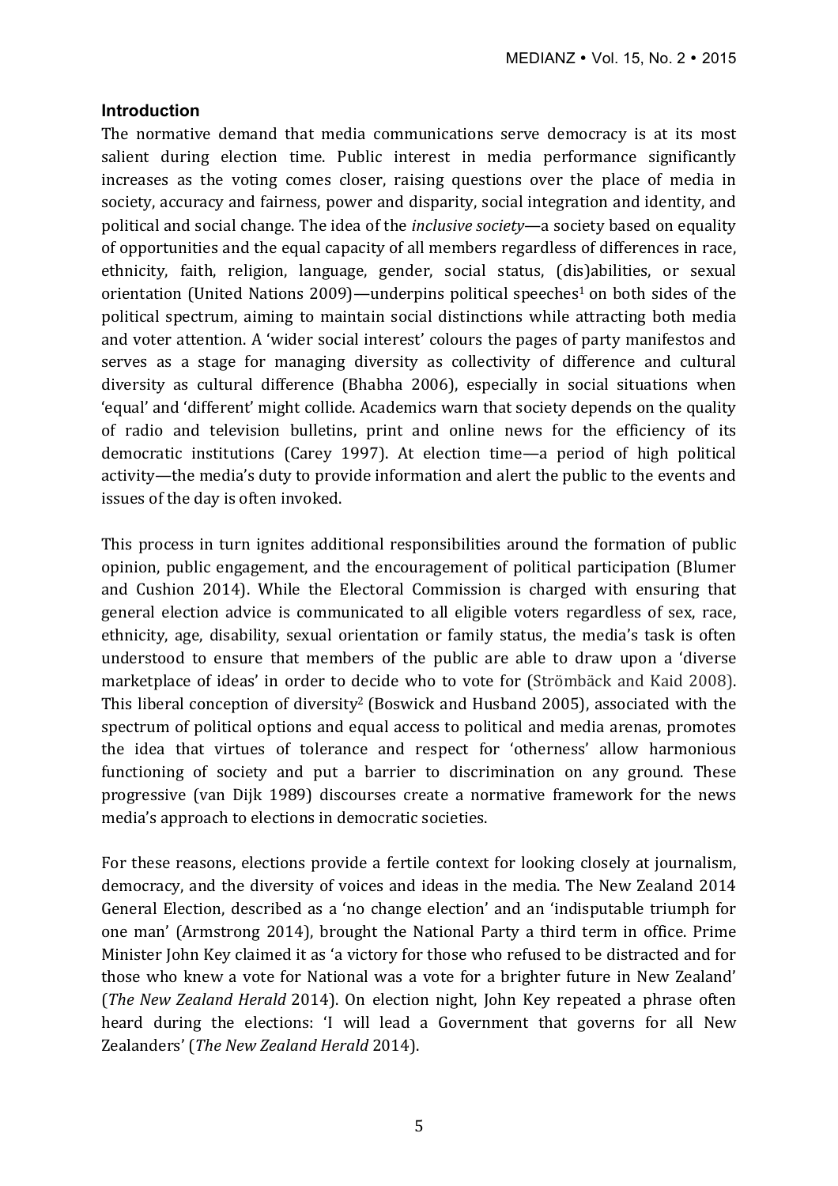## Introduction

The normative demand that media communications serve democracy is at its most salient during election time. Public interest in media performance significantly increases as the voting comes closer, raising questions over the place of media in society, accuracy and fairness, power and disparity, social integration and identity, and political and social change. The idea of the *inclusive society*—a society based on equality of opportunities and the equal capacity of all members regardless of differences in race, ethnicity, faith, religion, language, gender, social status, (dis)abilities, or sexual orientation (United Nations 2009)—underpins political speeches[1] on both sides of the political spectrum, aiming to maintain social distinctions while attracting both media and voter attention. A 'wider social interest' colours the pages of party manifestos and serves as a stage for managing diversity as collectivity of difference and cultural diversity as cultural difference (Bhabha 2006), especially in social situations when 'equal' and 'different' might collide. Academics warn that society depends on the quality of radio and television bulletins, print and online news for the efficiency of its democratic institutions (Carey 1997). At election time—a period of high political activity—the media's duty to provide information and alert the public to the events and issues of the day is often invoked.

This process in turn ignites additional responsibilities around the formation of public opinion, public engagement, and the encouragement of political participation (Blumer and Cushion 2014). While the Electoral Commission is charged with ensuring that general election advice is communicated to all eligible voters regardless of sex, race, ethnicity, age, disability, sexual orientation or family status, the media's task is often understood to ensure that members of the public are able to draw upon a 'diverse marketplace of ideas' in order to decide who to vote for (Strömbäck and Kaid 2008). This liberal conception of diversity[2] (Boswick and Husband 2005), associated with the spectrum of political options and equal access to political and media arenas, promotes the idea that virtues of tolerance and respect for 'otherness' allow harmonious functioning of society and put a barrier to discrimination on any ground. These progressive (van Dijk 1989) discourses create a normative framework for the news media's approach to elections in democratic societies.

For these reasons, elections provide a fertile context for looking closely at journalism, democracy, and the diversity of voices and ideas in the media. The New Zealand 2014 General Election, described as a 'no change election' and an 'indisputable triumph for one man' (Armstrong 2014), brought the National Party a third term in office. Prime Minister John Key claimed it as 'a victory for those who refused to be distracted and for those who knew a vote for National was a vote for a brighter future in New Zealand' (*The New Zealand Herald* 2014). On election night, John Key repeated a phrase often heard during the elections: 'I will lead a Government that governs for all New Zealanders' (*The New Zealand Herald* 2014).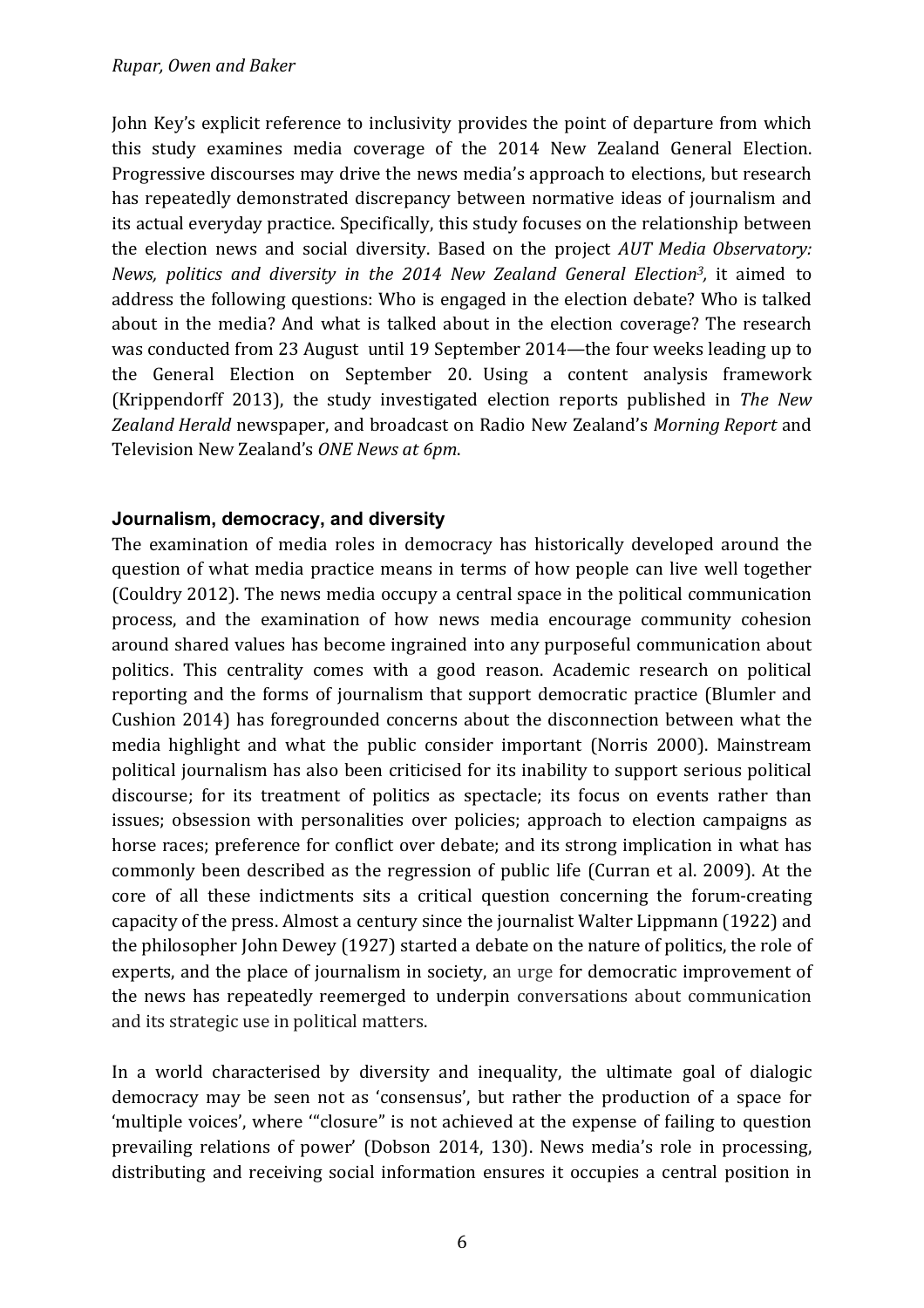John Key's explicit reference to inclusivity provides the point of departure from which this study examines media coverage of the 2014 New Zealand General Election. Progressive discourses may drive the news media's approach to elections, but research has repeatedly demonstrated discrepancy between normative ideas of journalism and its actual everyday practice. Specifically, this study focuses on the relationship between the election news and social diversity. Based on the project *AUT Media Observatory: News, politics and diversity in the 2014 New Zealand General Election*[3], it aimed to address the following questions: Who is engaged in the election debate? Who is talked about in the media? And what is talked about in the election coverage? The research was conducted from 23 August until 19 September 2014—the four weeks leading up to the General Election on September 20. Using a content analysis framework (Krippendorff 2013), the study investigated election reports published in *The New Zealand Herald* newspaper, and broadcast on Radio New Zealand's *Morning Report* and Television New Zealand's *ONE News at 6pm*.

### Journalism, democracy, and diversity

The examination of media roles in democracy has historically developed around the question of what media practice means in terms of how people can live well together (Couldry 2012). The news media occupy a central space in the political communication process, and the examination of how news media encourage community cohesion around shared values has become ingrained into any purposeful communication about politics. This centrality comes with a good reason. Academic research on political reporting and the forms of journalism that support democratic practice (Blumler and Cushion 2014) has foregrounded concerns about the disconnection between what the media highlight and what the public consider important (Norris 2000). Mainstream political journalism has also been criticised for its inability to support serious political discourse; for its treatment of politics as spectacle; its focus on events rather than issues; obsession with personalities over policies; approach to election campaigns as horse races; preference for conflict over debate; and its strong implication in what has commonly been described as the regression of public life (Curran et al. 2009). At the core of all these indictments sits a critical question concerning the forum-creating capacity of the press. Almost a century since the journalist Walter Lippmann (1922) and the philosopher John Dewey (1927) started a debate on the nature of politics, the role of experts, and the place of journalism in society, an urge for democratic improvement of the news has repeatedly reemerged to underpin conversations about communication and its strategic use in political matters.

In a world characterised by diversity and inequality, the ultimate goal of dialogic democracy may be seen not as 'consensus', but rather the production of a space for 'multiple voices', where '"closure" is not achieved at the expense of failing to question prevailing relations of power' (Dobson 2014, 130). News media's role in processing, distributing and receiving social information ensures it occupies a central position in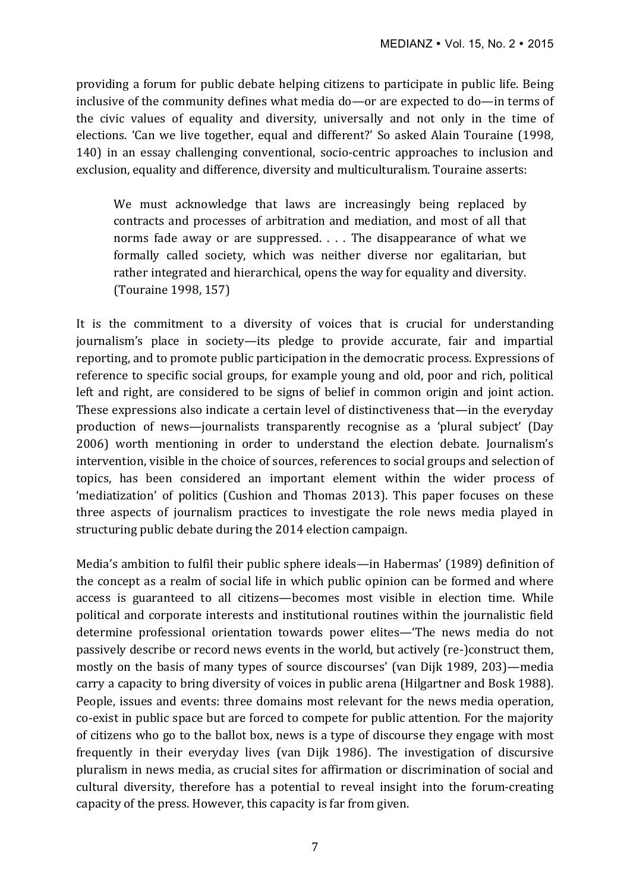providing a forum for public debate helping citizens to participate in public life. Being inclusive of the community defines what media do—or are expected to do—in terms of the civic values of equality and diversity, universally and not only in the time of elections. 'Can we live together, equal and different?' So asked Alain Touraine (1998, 140) in an essay challenging conventional, socio-centric approaches to inclusion and exclusion, equality and difference, diversity and multiculturalism. Touraine asserts:

> We must acknowledge that laws are increasingly being replaced by contracts and processes of arbitration and mediation, and most of all that norms fade away or are suppressed. . . . The disappearance of what we formally called society, which was neither diverse nor egalitarian, but rather integrated and hierarchical, opens the way for equality and diversity. (Touraine 1998, 157)

It is the commitment to a diversity of voices that is crucial for understanding journalism's place in society—its pledge to provide accurate, fair and impartial reporting, and to promote public participation in the democratic process. Expressions of reference to specific social groups, for example young and old, poor and rich, political left and right, are considered to be signs of belief in common origin and joint action. These expressions also indicate a certain level of distinctiveness that—in the everyday production of news—journalists transparently recognise as a 'plural subject' (Day 2006) worth mentioning in order to understand the election debate. Journalism's intervention, visible in the choice of sources, references to social groups and selection of topics, has been considered an important element within the wider process of 'mediatization' of politics (Cushion and Thomas 2013). This paper focuses on these three aspects of journalism practices to investigate the role news media played in structuring public debate during the 2014 election campaign.

Media's ambition to fulfil their public sphere ideals—in Habermas' (1989) definition of the concept as a realm of social life in which public opinion can be formed and where access is guaranteed to all citizens—becomes most visible in election time. While political and corporate interests and institutional routines within the journalistic field determine professional orientation towards power elites—'The news media do not passively describe or record news events in the world, but actively (re-)construct them, mostly on the basis of many types of source discourses' (van Dijk 1989, 203)—media carry a capacity to bring diversity of voices in public arena (Hilgartner and Bosk 1988). People, issues and events: three domains most relevant for the news media operation, co-exist in public space but are forced to compete for public attention. For the majority of citizens who go to the ballot box, news is a type of discourse they engage with most frequently in their everyday lives (van Dijk 1986). The investigation of discursive pluralism in news media, as crucial sites for affirmation or discrimination of social and cultural diversity, therefore has a potential to reveal insight into the forum-creating capacity of the press. However, this capacity is far from given.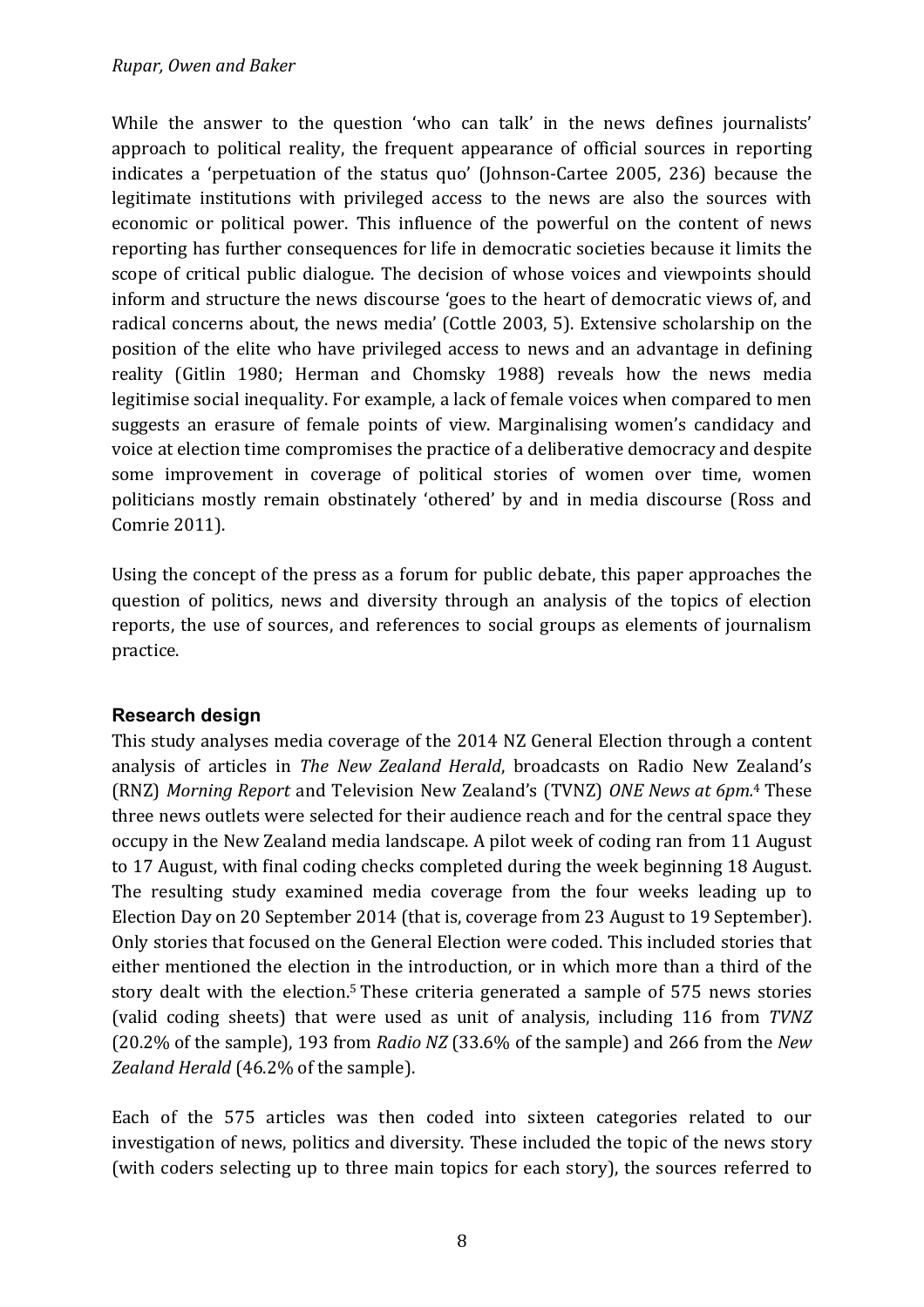While the answer to the question 'who can talk' in the news defines journalists' approach to political reality, the frequent appearance of official sources in reporting indicates a 'perpetuation of the status quo' (Johnson-Cartee 2005, 236) because the legitimate institutions with privileged access to the news are also the sources with economic or political power. This influence of the powerful on the content of news reporting has further consequences for life in democratic societies because it limits the scope of critical public dialogue. The decision of whose voices and viewpoints should inform and structure the news discourse 'goes to the heart of democratic views of, and radical concerns about, the news media' (Cottle 2003, 5). Extensive scholarship on the position of the elite who have privileged access to news and an advantage in defining reality (Gitlin 1980; Herman and Chomsky 1988) reveals how the news media legitimise social inequality. For example, a lack of female voices when compared to men suggests an erasure of female points of view. Marginalising women's candidacy and voice at election time compromises the practice of a deliberative democracy and despite some improvement in coverage of political stories of women over time, women politicians mostly remain obstinately 'othered' by and in media discourse (Ross and Comrie 2011).

Using the concept of the press as a forum for public debate, this paper approaches the question of politics, news and diversity through an analysis of the topics of election reports, the use of sources, and references to social groups as elements of journalism practice.

## Research design

This study analyses media coverage of the 2014 NZ General Election through a content analysis of articles in *The New Zealand Herald*, broadcasts on Radio New Zealand's (RNZ) *Morning Report* and Television New Zealand's (TVNZ) *ONE News at 6pm.*[4] These three news outlets were selected for their audience reach and for the central space they occupy in the New Zealand media landscape. A pilot week of coding ran from 11 August to 17 August, with final coding checks completed during the week beginning 18 August. The resulting study examined media coverage from the four weeks leading up to Election Day on 20 September 2014 (that is, coverage from 23 August to 19 September). Only stories that focused on the General Election were coded. This included stories that either mentioned the election in the introduction, or in which more than a third of the story dealt with the election.[5] These criteria generated a sample of 575 news stories (valid coding sheets) that were used as unit of analysis, including 116 from *TVNZ* (20.2% of the sample), 193 from *Radio NZ* (33.6% of the sample) and 266 from the *New Zealand Herald* (46.2% of the sample).

Each of the 575 articles was then coded into sixteen categories related to our investigation of news, politics and diversity. These included the topic of the news story (with coders selecting up to three main topics for each story), the sources referred to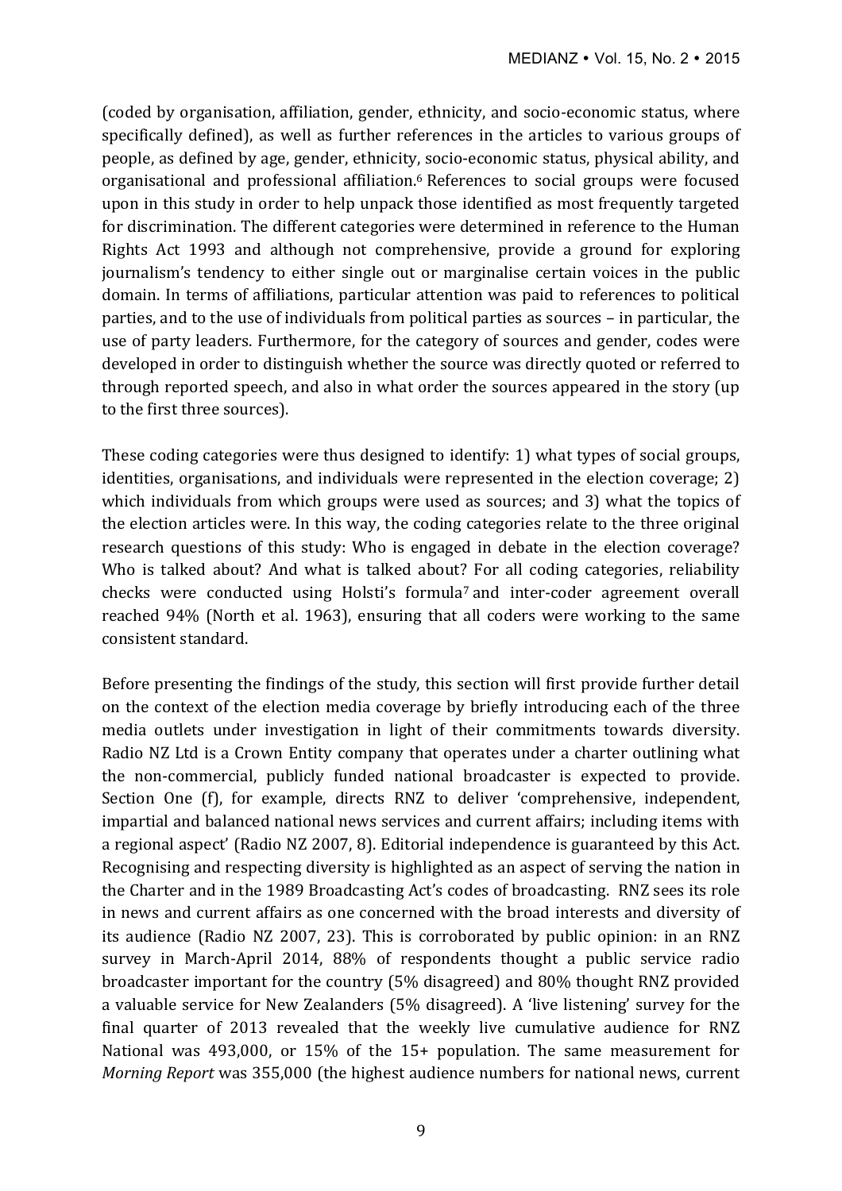(coded by organisation, affiliation, gender, ethnicity, and socio-economic status, where specifically defined), as well as further references in the articles to various groups of people, as defined by age, gender, ethnicity, socio-economic status, physical ability, and organisational and professional affiliation.[6] References to social groups were focused upon in this study in order to help unpack those identified as most frequently targeted for discrimination. The different categories were determined in reference to the Human Rights Act 1993 and although not comprehensive, provide a ground for exploring journalism's tendency to either single out or marginalise certain voices in the public domain. In terms of affiliations, particular attention was paid to references to political parties, and to the use of individuals from political parties as sources – in particular, the use of party leaders. Furthermore, for the category of sources and gender, codes were developed in order to distinguish whether the source was directly quoted or referred to through reported speech, and also in what order the sources appeared in the story (up to the first three sources).

These coding categories were thus designed to identify: 1) what types of social groups, identities, organisations, and individuals were represented in the election coverage; 2) which individuals from which groups were used as sources; and 3) what the topics of the election articles were. In this way, the coding categories relate to the three original research questions of this study: Who is engaged in debate in the election coverage? Who is talked about? And what is talked about? For all coding categories, reliability checks were conducted using Holsti's formula[7] and inter-coder agreement overall reached 94% (North et al. 1963), ensuring that all coders were working to the same consistent standard.

Before presenting the findings of the study, this section will first provide further detail on the context of the election media coverage by briefly introducing each of the three media outlets under investigation in light of their commitments towards diversity. Radio NZ Ltd is a Crown Entity company that operates under a charter outlining what the non-commercial, publicly funded national broadcaster is expected to provide. Section One (f), for example, directs RNZ to deliver 'comprehensive, independent, impartial and balanced national news services and current affairs; including items with a regional aspect' (Radio NZ 2007, 8). Editorial independence is guaranteed by this Act. Recognising and respecting diversity is highlighted as an aspect of serving the nation in the Charter and in the 1989 Broadcasting Act's codes of broadcasting. RNZ sees its role in news and current affairs as one concerned with the broad interests and diversity of its audience (Radio NZ 2007, 23). This is corroborated by public opinion: in an RNZ survey in March-April 2014, 88% of respondents thought a public service radio broadcaster important for the country (5% disagreed) and 80% thought RNZ provided a valuable service for New Zealanders (5% disagreed). A 'live listening' survey for the final quarter of 2013 revealed that the weekly live cumulative audience for RNZ National was 493,000, or 15% of the 15+ population. The same measurement for *Morning Report* was 355,000 (the highest audience numbers for national news, current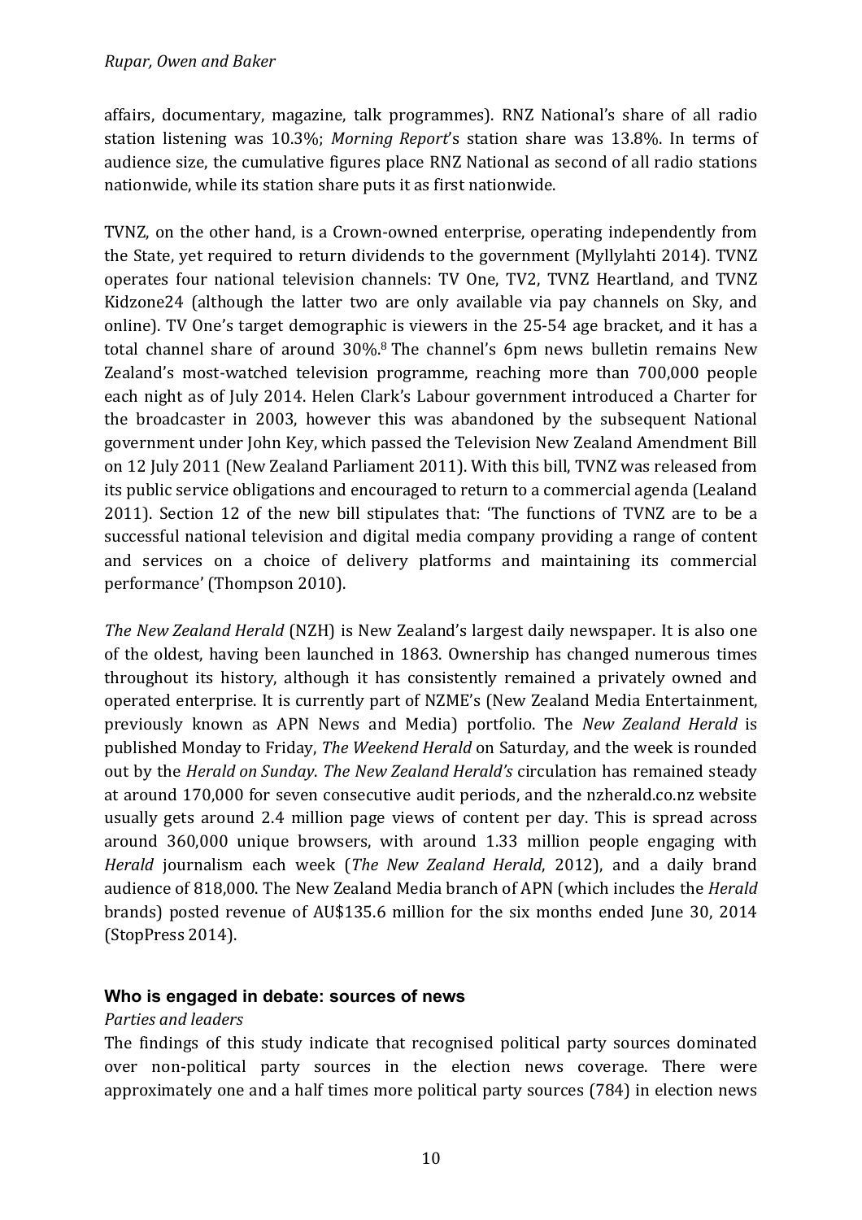affairs, documentary, magazine, talk programmes). RNZ National's share of all radio station listening was 10.3%; *Morning Report*'s station share was 13.8%. In terms of audience size, the cumulative figures place RNZ National as second of all radio stations nationwide, while its station share puts it as first nationwide.

TVNZ, on the other hand, is a Crown-owned enterprise, operating independently from the State, yet required to return dividends to the government (Myllylahti 2014). TVNZ operates four national television channels: TV One, TV2, TVNZ Heartland, and TVNZ Kidzone24 (although the latter two are only available via pay channels on Sky, and online). TV One's target demographic is viewers in the 25-54 age bracket, and it has a total channel share of around 30%.[8] The channel's 6pm news bulletin remains New Zealand's most-watched television programme, reaching more than 700,000 people each night as of July 2014. Helen Clark's Labour government introduced a Charter for the broadcaster in 2003, however this was abandoned by the subsequent National government under John Key, which passed the Television New Zealand Amendment Bill on 12 July 2011 (New Zealand Parliament 2011). With this bill, TVNZ was released from its public service obligations and encouraged to return to a commercial agenda (Lealand 2011). Section 12 of the new bill stipulates that: 'The functions of TVNZ are to be a successful national television and digital media company providing a range of content and services on a choice of delivery platforms and maintaining its commercial performance' (Thompson 2010).

*The New Zealand Herald* (NZH) is New Zealand's largest daily newspaper. It is also one of the oldest, having been launched in 1863. Ownership has changed numerous times throughout its history, although it has consistently remained a privately owned and operated enterprise. It is currently part of NZME's (New Zealand Media Entertainment, previously known as APN News and Media) portfolio. The *New Zealand Herald* is published Monday to Friday, *The Weekend Herald* on Saturday, and the week is rounded out by the *Herald on Sunday*. *The New Zealand Herald's* circulation has remained steady at around 170,000 for seven consecutive audit periods, and the nzherald.co.nz website usually gets around 2.4 million page views of content per day. This is spread across around 360,000 unique browsers, with around 1.33 million people engaging with *Herald* journalism each week (*The New Zealand Herald*, 2012), and a daily brand audience of 818,000. The New Zealand Media branch of APN (which includes the *Herald* brands) posted revenue of AU$135.6 million for the six months ended June 30, 2014 (StopPress 2014).

## Who is engaged in debate: sources of news

*Parties and leaders*

The findings of this study indicate that recognised political party sources dominated over non-political party sources in the election news coverage. There were approximately one and a half times more political party sources (784) in election news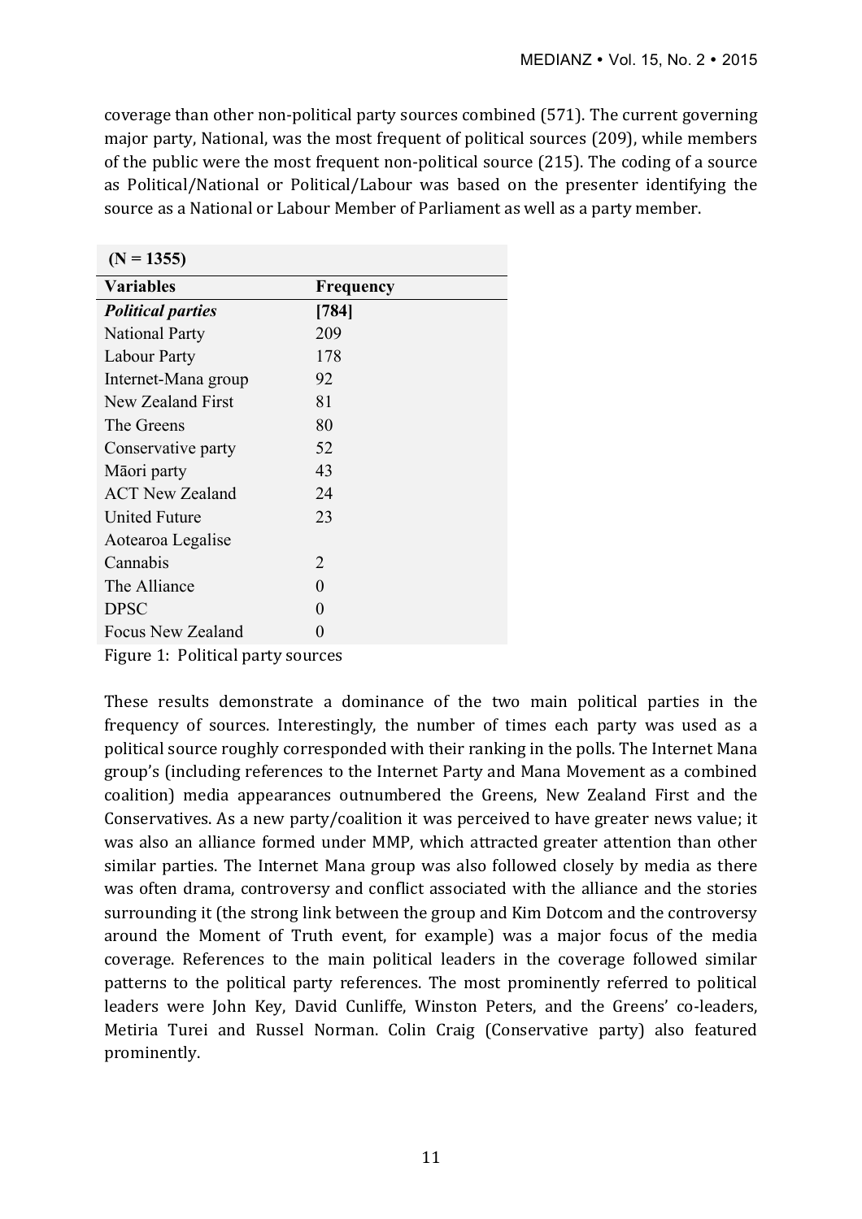coverage than other non-political party sources combined (571). The current governing major party, National, was the most frequent of political sources (209), while members of the public were the most frequent non-political source (215). The coding of a source as Political/National or Political/Labour was based on the presenter identifying the source as a National or Labour Member of Parliament as well as a party member.

| (N = 1355) | |
|---|---|
| **Variables** | **Frequency** |
| ***Political parties*** | **[784]** |
| National Party | 209 |
| Labour Party | 178 |
| Internet-Mana group | 92 |
| New Zealand First | 81 |
| The Greens | 80 |
| Conservative party | 52 |
| Māori party | 43 |
| ACT New Zealand | 24 |
| United Future | 23 |
| Aotearoa Legalise Cannabis | 2 |
| The Alliance | 0 |
| DPSC | 0 |
| Focus New Zealand | 0 |

Figure 1: Political party sources

These results demonstrate a dominance of the two main political parties in the frequency of sources. Interestingly, the number of times each party was used as a political source roughly corresponded with their ranking in the polls. The Internet Mana group's (including references to the Internet Party and Mana Movement as a combined coalition) media appearances outnumbered the Greens, New Zealand First and the Conservatives. As a new party/coalition it was perceived to have greater news value; it was also an alliance formed under MMP, which attracted greater attention than other similar parties. The Internet Mana group was also followed closely by media as there was often drama, controversy and conflict associated with the alliance and the stories surrounding it (the strong link between the group and Kim Dotcom and the controversy around the Moment of Truth event, for example) was a major focus of the media coverage. References to the main political leaders in the coverage followed similar patterns to the political party references. The most prominently referred to political leaders were John Key, David Cunliffe, Winston Peters, and the Greens' co-leaders, Metiria Turei and Russel Norman. Colin Craig (Conservative party) also featured prominently.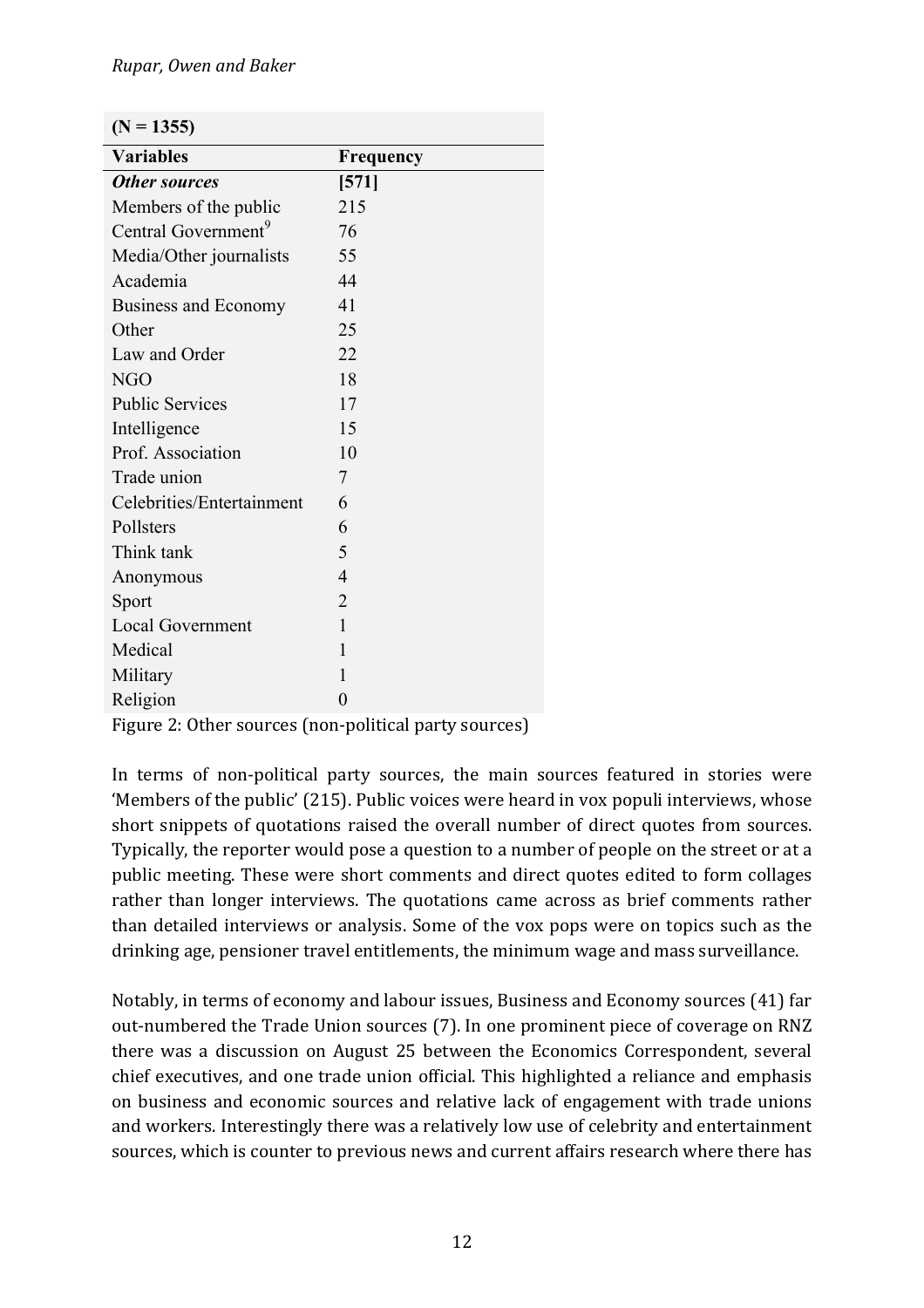| (N = 1355) | |
|---|---|
| **Variables** | **Frequency** |
| ***Other sources*** | **[571]** |
| Members of the public | 215 |
| Central Government[9] | 76 |
| Media/Other journalists | 55 |
| Academia | 44 |
| Business and Economy | 41 |
| Other | 25 |
| Law and Order | 22 |
| NGO | 18 |
| Public Services | 17 |
| Intelligence | 15 |
| Prof. Association | 10 |
| Trade union | 7 |
| Celebrities/Entertainment | 6 |
| Pollsters | 6 |
| Think tank | 5 |
| Anonymous | 4 |
| Sport | 2 |
| Local Government | 1 |
| Medical | 1 |
| Military | 1 |
| Religion | 0 |

Figure 2: Other sources (non-political party sources)

In terms of non-political party sources, the main sources featured in stories were 'Members of the public' (215). Public voices were heard in vox populi interviews, whose short snippets of quotations raised the overall number of direct quotes from sources. Typically, the reporter would pose a question to a number of people on the street or at a public meeting. These were short comments and direct quotes edited to form collages rather than longer interviews. The quotations came across as brief comments rather than detailed interviews or analysis. Some of the vox pops were on topics such as the drinking age, pensioner travel entitlements, the minimum wage and mass surveillance.

Notably, in terms of economy and labour issues, Business and Economy sources (41) far out-numbered the Trade Union sources (7). In one prominent piece of coverage on RNZ there was a discussion on August 25 between the Economics Correspondent, several chief executives, and one trade union official. This highlighted a reliance and emphasis on business and economic sources and relative lack of engagement with trade unions and workers. Interestingly there was a relatively low use of celebrity and entertainment sources, which is counter to previous news and current affairs research where there has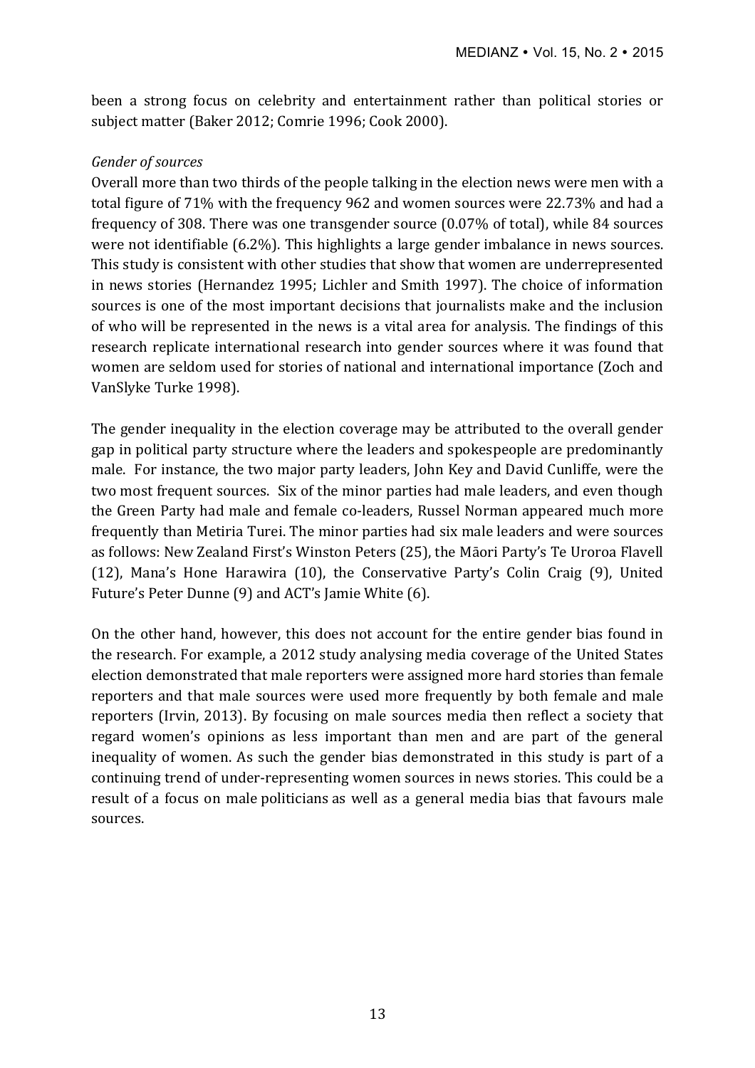been a strong focus on celebrity and entertainment rather than political stories or subject matter (Baker 2012; Comrie 1996; Cook 2000).

*Gender of sources*

Overall more than two thirds of the people talking in the election news were men with a total figure of 71% with the frequency 962 and women sources were 22.73% and had a frequency of 308. There was one transgender source (0.07% of total), while 84 sources were not identifiable (6.2%). This highlights a large gender imbalance in news sources. This study is consistent with other studies that show that women are underrepresented in news stories (Hernandez 1995; Lichler and Smith 1997). The choice of information sources is one of the most important decisions that journalists make and the inclusion of who will be represented in the news is a vital area for analysis. The findings of this research replicate international research into gender sources where it was found that women are seldom used for stories of national and international importance (Zoch and VanSlyke Turke 1998).

The gender inequality in the election coverage may be attributed to the overall gender gap in political party structure where the leaders and spokespeople are predominantly male. For instance, the two major party leaders, John Key and David Cunliffe, were the two most frequent sources. Six of the minor parties had male leaders, and even though the Green Party had male and female co-leaders, Russel Norman appeared much more frequently than Metiria Turei. The minor parties had six male leaders and were sources as follows: New Zealand First's Winston Peters (25), the Māori Party's Te Ururoa Flavell (12), Mana's Hone Harawira (10), the Conservative Party's Colin Craig (9), United Future's Peter Dunne (9) and ACT's Jamie White (6).

On the other hand, however, this does not account for the entire gender bias found in the research. For example, a 2012 study analysing media coverage of the United States election demonstrated that male reporters were assigned more hard stories than female reporters and that male sources were used more frequently by both female and male reporters (Irvin, 2013). By focusing on male sources media then reflect a society that regard women's opinions as less important than men and are part of the general inequality of women. As such the gender bias demonstrated in this study is part of a continuing trend of under-representing women sources in news stories. This could be a result of a focus on male politicians as well as a general media bias that favours male sources.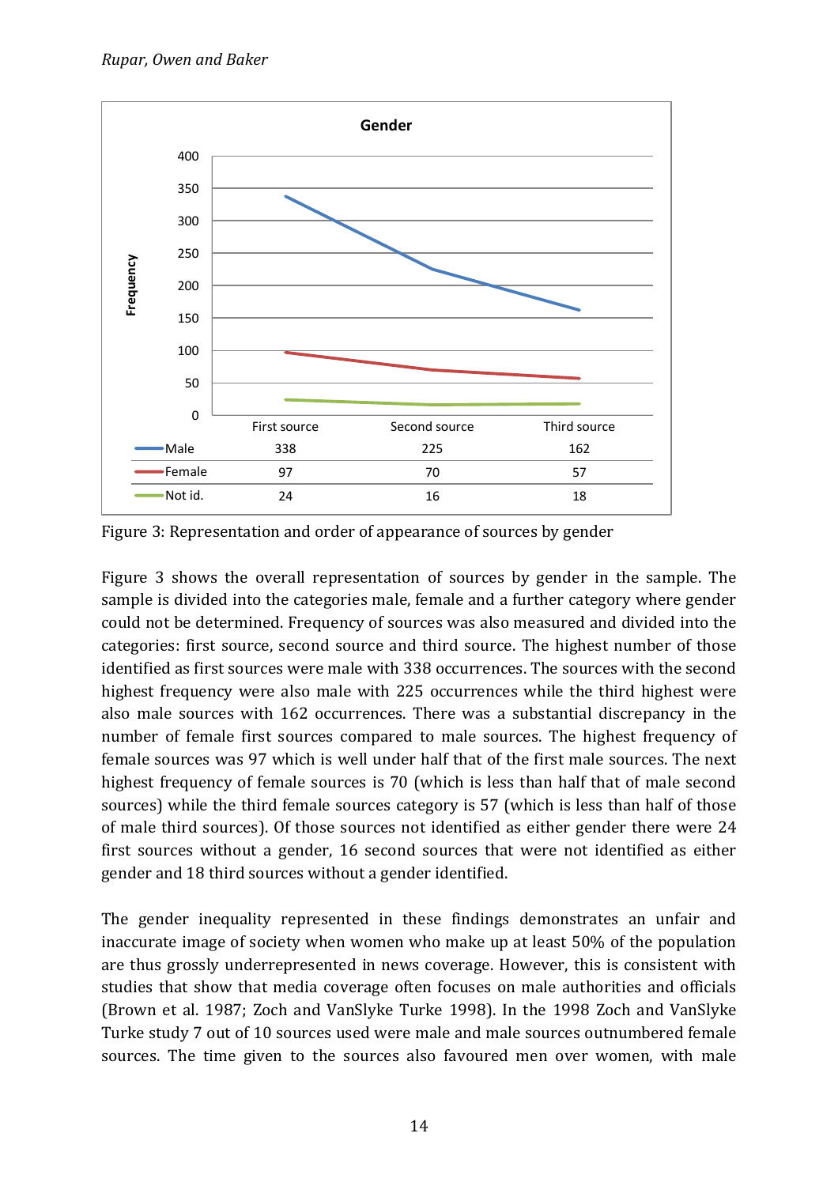| Gender | First source | Second source | Third source |
|---|---|---|---|
| Male | 338 | 225 | 162 |
| Female | 97 | 70 | 57 |
| Not id. | 24 | 16 | 18 |

Figure 3: Representation and order of appearance of sources by gender

Figure 3 shows the overall representation of sources by gender in the sample. The sample is divided into the categories male, female and a further category where gender could not be determined. Frequency of sources was also measured and divided into the categories: first source, second source and third source. The highest number of those identified as first sources were male with 338 occurrences. The sources with the second highest frequency were also male with 225 occurrences while the third highest were also male sources with 162 occurrences. There was a substantial discrepancy in the number of female first sources compared to male sources. The highest frequency of female sources was 97 which is well under half that of the first male sources. The next highest frequency of female sources is 70 (which is less than half that of male second sources) while the third female sources category is 57 (which is less than half of those of male third sources). Of those sources not identified as either gender there were 24 first sources without a gender, 16 second sources that were not identified as either gender and 18 third sources without a gender identified.

The gender inequality represented in these findings demonstrates an unfair and inaccurate image of society when women who make up at least 50% of the population are thus grossly underrepresented in news coverage. However, this is consistent with studies that show that media coverage often focuses on male authorities and officials (Brown et al. 1987; Zoch and VanSlyke Turke 1998). In the 1998 Zoch and VanSlyke Turke study 7 out of 10 sources used were male and male sources outnumbered female sources. The time given to the sources also favoured men over women, with male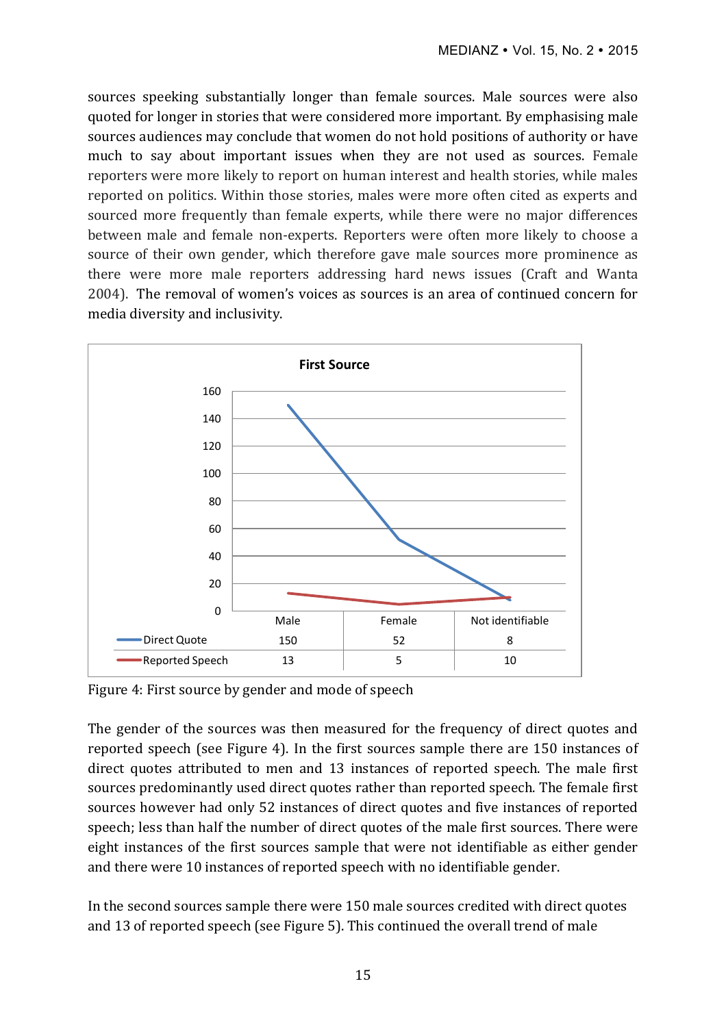sources speaking substantially longer than female sources. Male sources were also quoted for longer in stories that were considered more important. By emphasising male sources audiences may conclude that women do not hold positions of authority or have much to say about important issues when they are not used as sources. Female reporters were more likely to report on human interest and health stories, while males reported on politics. Within those stories, males were more often cited as experts and sourced more frequently than female experts, while there were no major differences between male and female non-experts. Reporters were often more likely to choose a source of their own gender, which therefore gave male sources more prominence as there were more male reporters addressing hard news issues (Craft and Wanta 2004). The removal of women's voices as sources is an area of continued concern for media diversity and inclusivity.

**First Source**

| | Male | Female | Not identifiable |
|---|---|---|---|
| Direct Quote | 150 | 52 | 8 |
| Reported Speech | 13 | 5 | 10 |

Figure 4: First source by gender and mode of speech

The gender of the sources was then measured for the frequency of direct quotes and reported speech (see Figure 4). In the first sources sample there are 150 instances of direct quotes attributed to men and 13 instances of reported speech. The male first sources predominantly used direct quotes rather than reported speech. The female first sources however had only 52 instances of direct quotes and five instances of reported speech; less than half the number of direct quotes of the male first sources. There were eight instances of the first sources sample that were not identifiable as either gender and there were 10 instances of reported speech with no identifiable gender.

In the second sources sample there were 150 male sources credited with direct quotes and 13 of reported speech (see Figure 5). This continued the overall trend of male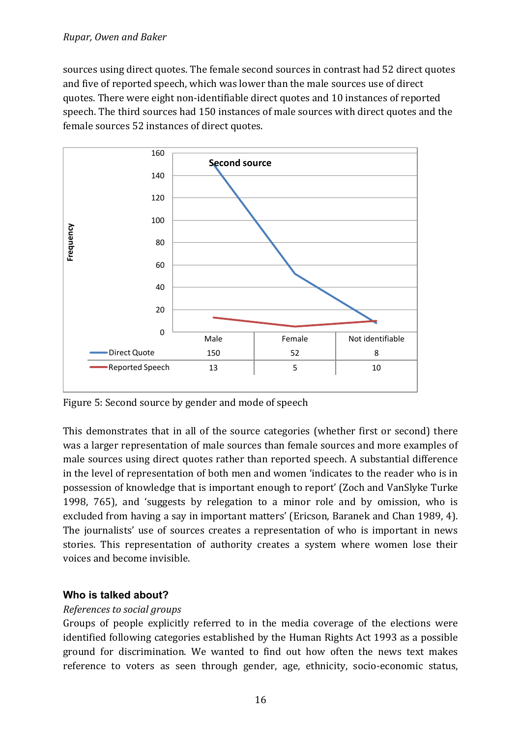sources using direct quotes. The female second sources in contrast had 52 direct quotes and five of reported speech, which was lower than the male sources use of direct quotes. There were eight non-identifiable direct quotes and 10 instances of reported speech. The third sources had 150 instances of male sources with direct quotes and the female sources 52 instances of direct quotes.

| | Male | Female | Not identifiable |
|---|---|---|---|
| Direct Quote | 150 | 52 | 8 |
| Reported Speech | 13 | 5 | 10 |

Figure 5: Second source by gender and mode of speech

This demonstrates that in all of the source categories (whether first or second) there was a larger representation of male sources than female sources and more examples of male sources using direct quotes rather than reported speech. A substantial difference in the level of representation of both men and women 'indicates to the reader who is in possession of knowledge that is important enough to report' (Zoch and VanSlyke Turke 1998, 765), and 'suggests by relegation to a minor role and by omission, who is excluded from having a say in important matters' (Ericson, Baranek and Chan 1989, 4). The journalists' use of sources creates a representation of who is important in news stories. This representation of authority creates a system where women lose their voices and become invisible.

## Who is talked about?

*References to social groups*

Groups of people explicitly referred to in the media coverage of the elections were identified following categories established by the Human Rights Act 1993 as a possible ground for discrimination. We wanted to find out how often the news text makes reference to voters as seen through gender, age, ethnicity, socio-economic status,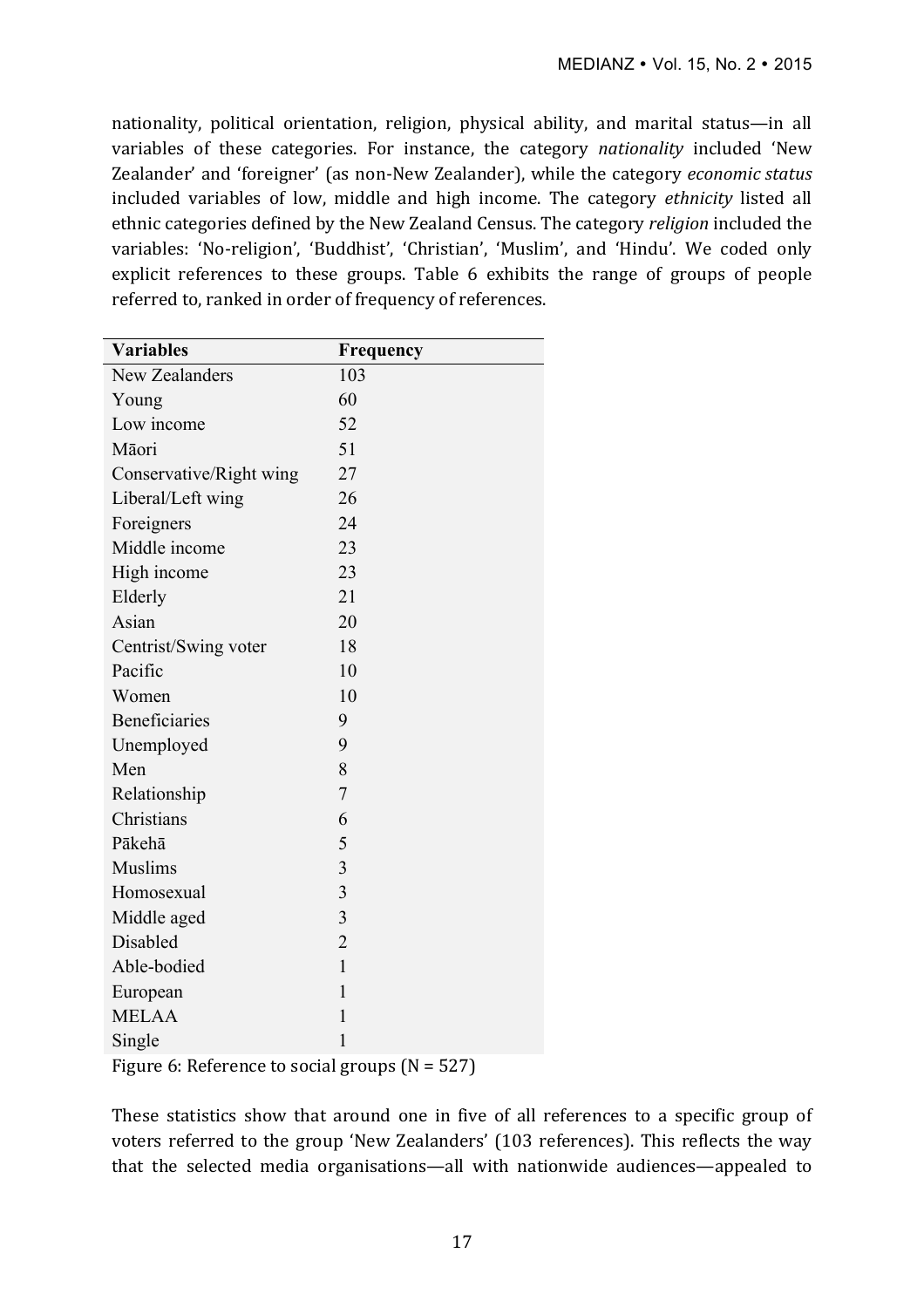nationality, political orientation, religion, physical ability, and marital status—in all variables of these categories. For instance, the category *nationality* included 'New Zealander' and 'foreigner' (as non-New Zealander), while the category *economic status* included variables of low, middle and high income. The category *ethnicity* listed all ethnic categories defined by the New Zealand Census. The category *religion* included the variables: 'No-religion', 'Buddhist', 'Christian', 'Muslim', and 'Hindu'. We coded only explicit references to these groups. Table 6 exhibits the range of groups of people referred to, ranked in order of frequency of references.

| Variables | Frequency |
|---|---|
| New Zealanders | 103 |
| Young | 60 |
| Low income | 52 |
| Māori | 51 |
| Conservative/Right wing | 27 |
| Liberal/Left wing | 26 |
| Foreigners | 24 |
| Middle income | 23 |
| High income | 23 |
| Elderly | 21 |
| Asian | 20 |
| Centrist/Swing voter | 18 |
| Pacific | 10 |
| Women | 10 |
| Beneficiaries | 9 |
| Unemployed | 9 |
| Men | 8 |
| Relationship | 7 |
| Christians | 6 |
| Pākehā | 5 |
| Muslims | 3 |
| Homosexual | 3 |
| Middle aged | 3 |
| Disabled | 2 |
| Able-bodied | 1 |
| European | 1 |
| MELAA | 1 |
| Single | 1 |

Figure 6: Reference to social groups (N = 527)

These statistics show that around one in five of all references to a specific group of voters referred to the group 'New Zealanders' (103 references). This reflects the way that the selected media organisations—all with nationwide audiences—appealed to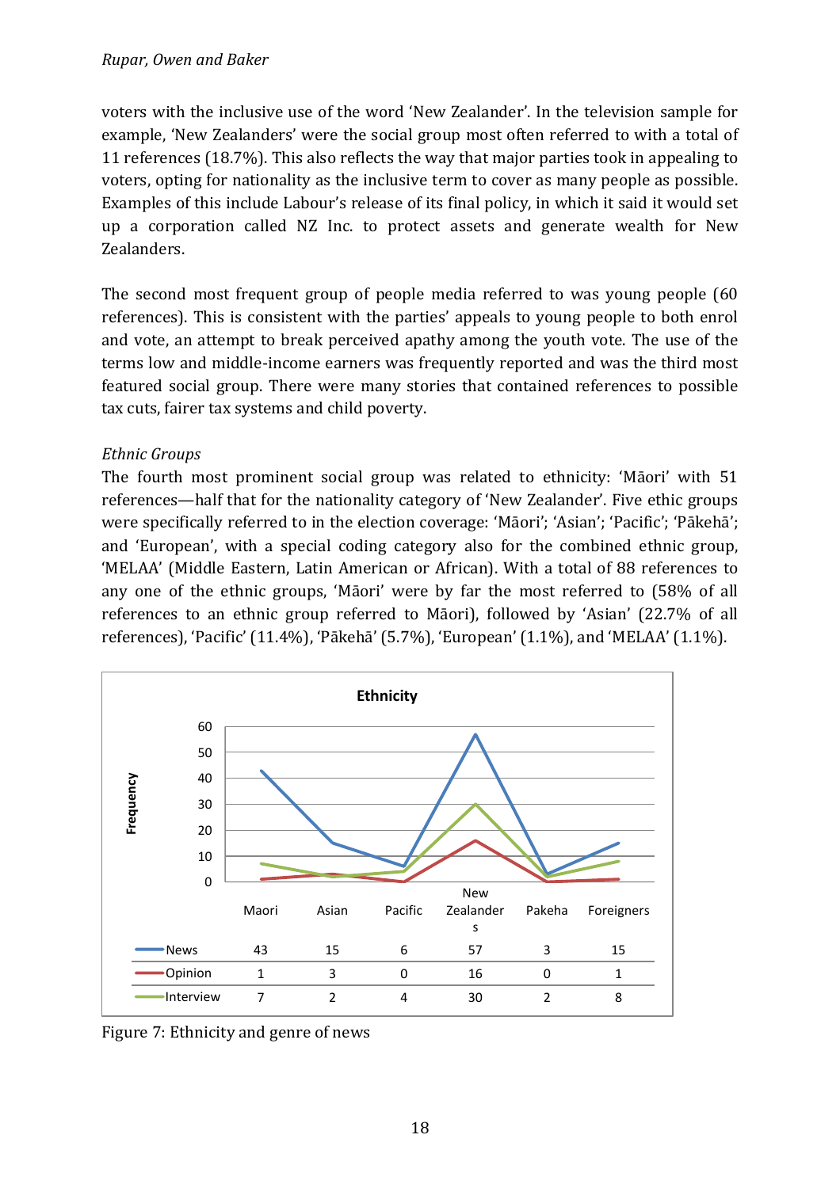voters with the inclusive use of the word 'New Zealander'. In the television sample for example, 'New Zealanders' were the social group most often referred to with a total of 11 references (18.7%). This also reflects the way that major parties took in appealing to voters, opting for nationality as the inclusive term to cover as many people as possible. Examples of this include Labour's release of its final policy, in which it said it would set up a corporation called NZ Inc. to protect assets and generate wealth for New Zealanders.

The second most frequent group of people media referred to was young people (60 references). This is consistent with the parties' appeals to young people to both enrol and vote, an attempt to break perceived apathy among the youth vote. The use of the terms low and middle-income earners was frequently reported and was the third most featured social group. There were many stories that contained references to possible tax cuts, fairer tax systems and child poverty.

*Ethnic Groups*

The fourth most prominent social group was related to ethnicity: 'Māori' with 51 references—half that for the nationality category of 'New Zealander'. Five ethic groups were specifically referred to in the election coverage: 'Māori'; 'Asian'; 'Pacific'; 'Pākehā'; and 'European', with a special coding category also for the combined ethnic group, 'MELAA' (Middle Eastern, Latin American or African). With a total of 88 references to any one of the ethnic groups, 'Māori' were by far the most referred to (58% of all references to an ethnic group referred to Māori), followed by 'Asian' (22.7% of all references), 'Pacific' (11.4%), 'Pākehā' (5.7%), 'European' (1.1%), and 'MELAA' (1.1%).

**Ethnicity**

| | Maori | Asian | Pacific | New Zealanders | Pakeha | Foreigners |
|---|---|---|---|---|---|---|
| News | 43 | 15 | 6 | 57 | 3 | 15 |
| Opinion | 1 | 3 | 0 | 16 | 0 | 1 |
| Interview | 7 | 2 | 4 | 30 | 2 | 8 |

Figure 7: Ethnicity and genre of news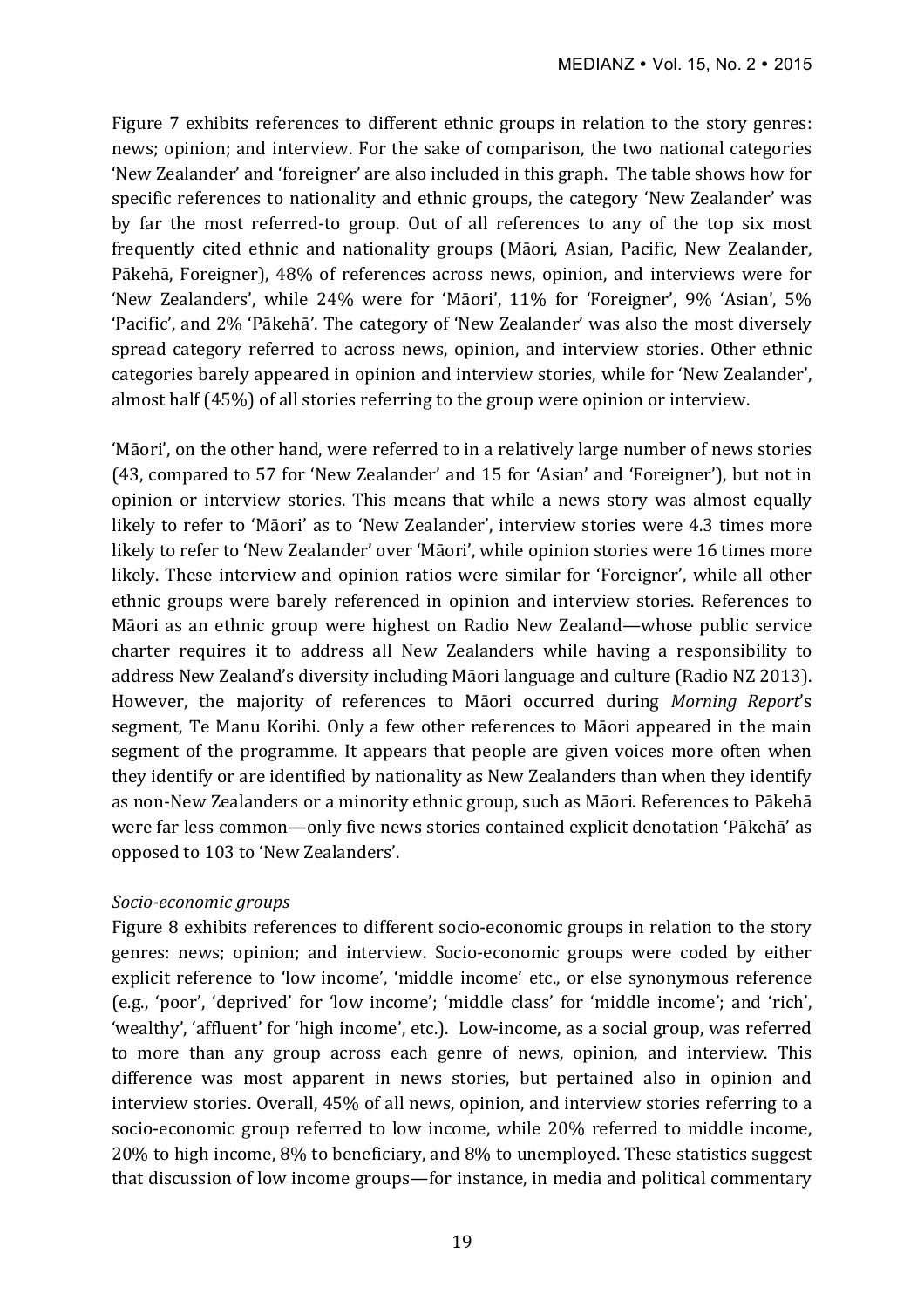Figure 7 exhibits references to different ethnic groups in relation to the story genres: news; opinion; and interview. For the sake of comparison, the two national categories 'New Zealander' and 'foreigner' are also included in this graph. The table shows how for specific references to nationality and ethnic groups, the category 'New Zealander' was by far the most referred-to group. Out of all references to any of the top six most frequently cited ethnic and nationality groups (Māori, Asian, Pacific, New Zealander, Pākehā, Foreigner), 48% of references across news, opinion, and interviews were for 'New Zealanders', while 24% were for 'Māori', 11% for 'Foreigner', 9% 'Asian', 5% 'Pacific', and 2% 'Pākehā'. The category of 'New Zealander' was also the most diversely spread category referred to across news, opinion, and interview stories. Other ethnic categories barely appeared in opinion and interview stories, while for 'New Zealander', almost half (45%) of all stories referring to the group were opinion or interview.

'Māori', on the other hand, were referred to in a relatively large number of news stories (43, compared to 57 for 'New Zealander' and 15 for 'Asian' and 'Foreigner'), but not in opinion or interview stories. This means that while a news story was almost equally likely to refer to 'Māori' as to 'New Zealander', interview stories were 4.3 times more likely to refer to 'New Zealander' over 'Māori', while opinion stories were 16 times more likely. These interview and opinion ratios were similar for 'Foreigner', while all other ethnic groups were barely referenced in opinion and interview stories. References to Māori as an ethnic group were highest on Radio New Zealand—whose public service charter requires it to address all New Zealanders while having a responsibility to address New Zealand's diversity including Māori language and culture (Radio NZ 2013). However, the majority of references to Māori occurred during *Morning Report*'s segment, Te Manu Korihi. Only a few other references to Māori appeared in the main segment of the programme. It appears that people are given voices more often when they identify or are identified by nationality as New Zealanders than when they identify as non-New Zealanders or a minority ethnic group, such as Māori. References to Pākehā were far less common—only five news stories contained explicit denotation 'Pākehā' as opposed to 103 to 'New Zealanders'.

*Socio-economic groups*

Figure 8 exhibits references to different socio-economic groups in relation to the story genres: news; opinion; and interview. Socio-economic groups were coded by either explicit reference to 'low income', 'middle income' etc., or else synonymous reference (e.g., 'poor', 'deprived' for 'low income'; 'middle class' for 'middle income'; and 'rich', 'wealthy', 'affluent' for 'high income', etc.). Low-income, as a social group, was referred to more than any group across each genre of news, opinion, and interview. This difference was most apparent in news stories, but pertained also in opinion and interview stories. Overall, 45% of all news, opinion, and interview stories referring to a socio-economic group referred to low income, while 20% referred to middle income, 20% to high income, 8% to beneficiary, and 8% to unemployed. These statistics suggest that discussion of low income groups—for instance, in media and political commentary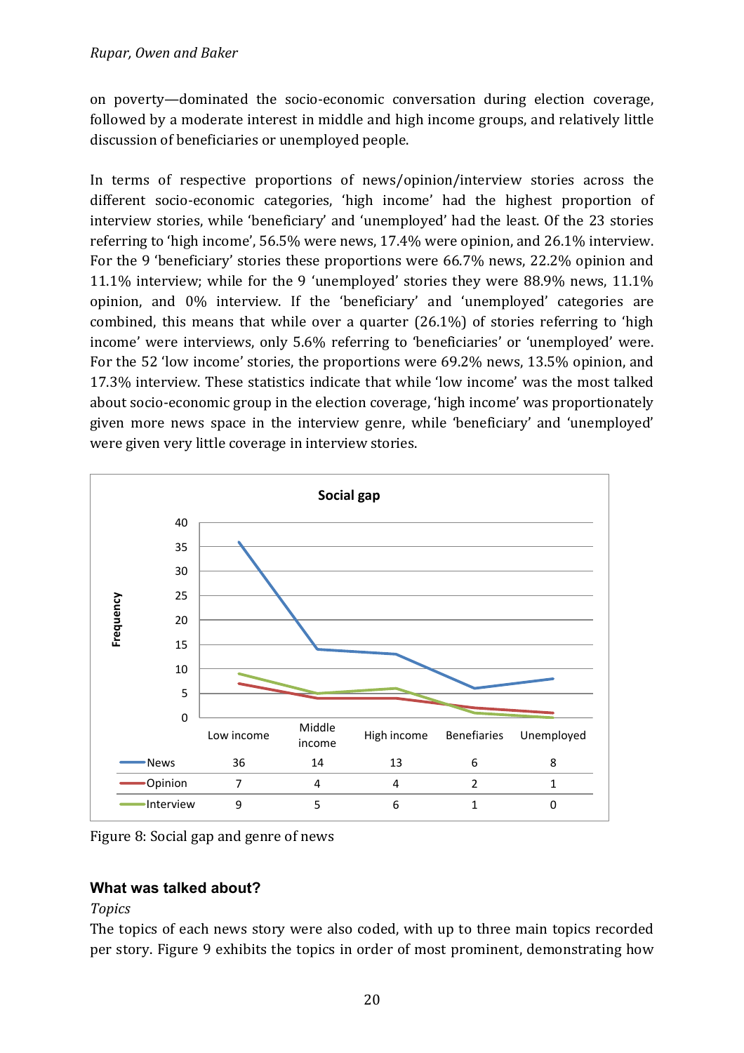on poverty—dominated the socio-economic conversation during election coverage, followed by a moderate interest in middle and high income groups, and relatively little discussion of beneficiaries or unemployed people.

In terms of respective proportions of news/opinion/interview stories across the different socio-economic categories, 'high income' had the highest proportion of interview stories, while 'beneficiary' and 'unemployed' had the least. Of the 23 stories referring to 'high income', 56.5% were news, 17.4% were opinion, and 26.1% interview. For the 9 'beneficiary' stories these proportions were 66.7% news, 22.2% opinion and 11.1% interview; while for the 9 'unemployed' stories they were 88.9% news, 11.1% opinion, and 0% interview. If the 'beneficiary' and 'unemployed' categories are combined, this means that while over a quarter (26.1%) of stories referring to 'high income' were interviews, only 5.6% referring to 'beneficiaries' or 'unemployed' were. For the 52 'low income' stories, the proportions were 69.2% news, 13.5% opinion, and 17.3% interview. These statistics indicate that while 'low income' was the most talked about socio-economic group in the election coverage, 'high income' was proportionately given more news space in the interview genre, while 'beneficiary' and 'unemployed' were given very little coverage in interview stories.

**Social gap**

| | Low income | Middle income | High income | Benefiaries | Unemployed |
|---|---|---|---|---|---|
| News | 36 | 14 | 13 | 6 | 8 |
| Opinion | 7 | 4 | 4 | 2 | 1 |
| Interview | 9 | 5 | 6 | 1 | 0 |

Figure 8: Social gap and genre of news

## What was talked about?

*Topics*

The topics of each news story were also coded, with up to three main topics recorded per story. Figure 9 exhibits the topics in order of most prominent, demonstrating how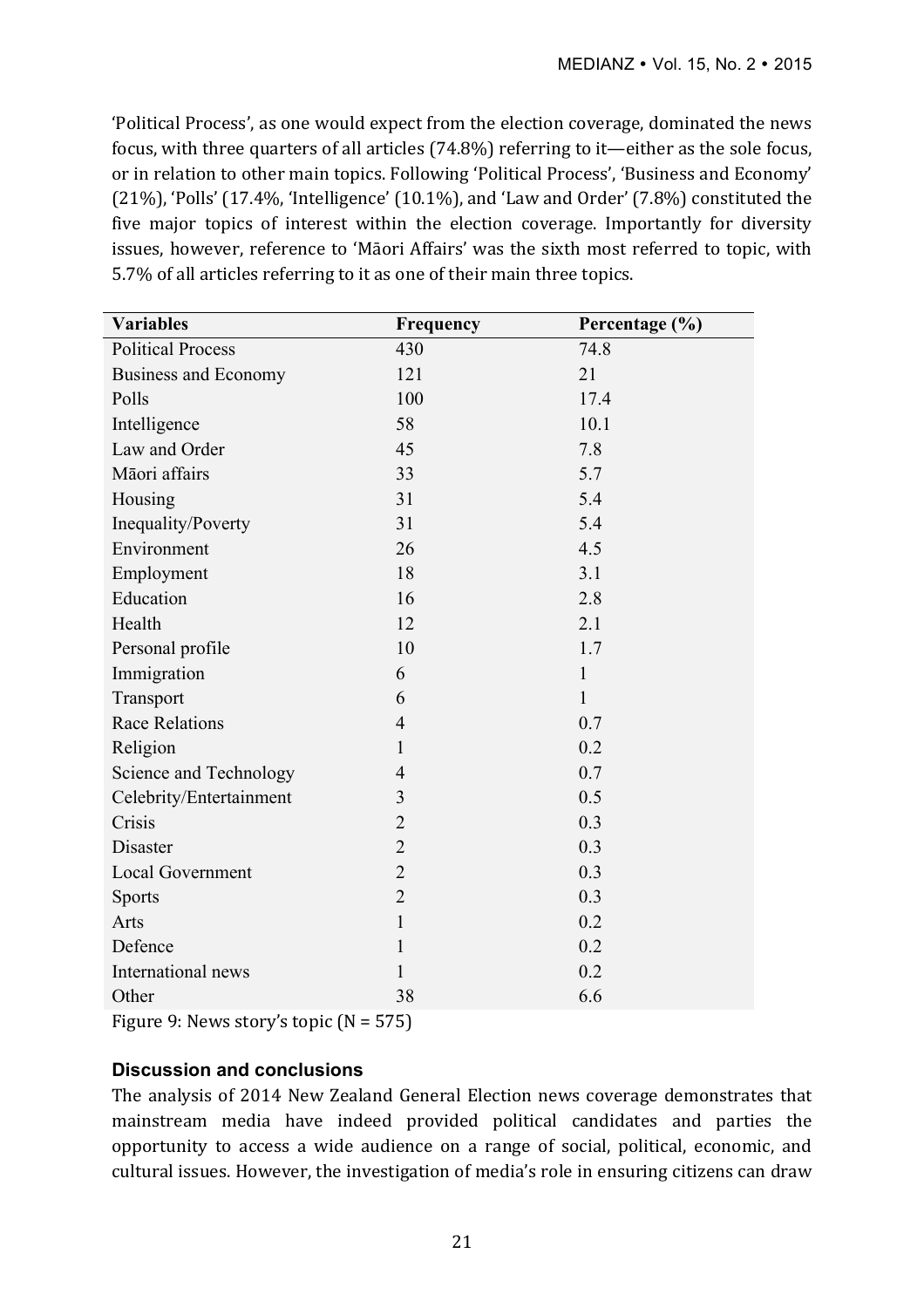'Political Process', as one would expect from the election coverage, dominated the news focus, with three quarters of all articles (74.8%) referring to it—either as the sole focus, or in relation to other main topics. Following 'Political Process', 'Business and Economy' (21%), 'Polls' (17.4%, 'Intelligence' (10.1%), and 'Law and Order' (7.8%) constituted the five major topics of interest within the election coverage. Importantly for diversity issues, however, reference to 'Māori Affairs' was the sixth most referred to topic, with 5.7% of all articles referring to it as one of their main three topics.

| Variables | Frequency | Percentage (%) |
|---|---|---|
| Political Process | 430 | 74.8 |
| Business and Economy | 121 | 21 |
| Polls | 100 | 17.4 |
| Intelligence | 58 | 10.1 |
| Law and Order | 45 | 7.8 |
| Māori affairs | 33 | 5.7 |
| Housing | 31 | 5.4 |
| Inequality/Poverty | 31 | 5.4 |
| Environment | 26 | 4.5 |
| Employment | 18 | 3.1 |
| Education | 16 | 2.8 |
| Health | 12 | 2.1 |
| Personal profile | 10 | 1.7 |
| Immigration | 6 | 1 |
| Transport | 6 | 1 |
| Race Relations | 4 | 0.7 |
| Religion | 1 | 0.2 |
| Science and Technology | 4 | 0.7 |
| Celebrity/Entertainment | 3 | 0.5 |
| Crisis | 2 | 0.3 |
| Disaster | 2 | 0.3 |
| Local Government | 2 | 0.3 |
| Sports | 2 | 0.3 |
| Arts | 1 | 0.2 |
| Defence | 1 | 0.2 |
| International news | 1 | 0.2 |
| Other | 38 | 6.6 |

Figure 9: News story's topic (N = 575)

### Discussion and conclusions

The analysis of 2014 New Zealand General Election news coverage demonstrates that mainstream media have indeed provided political candidates and parties the opportunity to access a wide audience on a range of social, political, economic, and cultural issues. However, the investigation of media's role in ensuring citizens can draw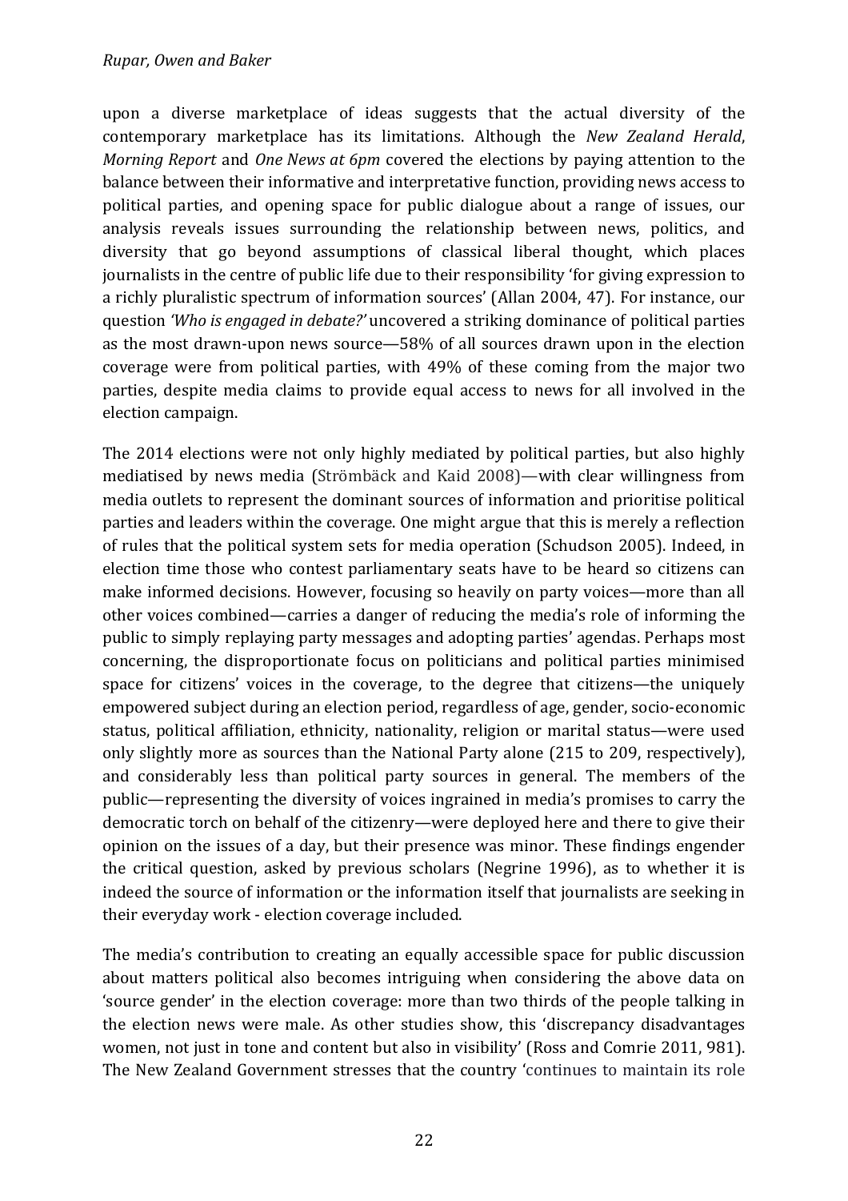upon a diverse marketplace of ideas suggests that the actual diversity of the contemporary marketplace has its limitations. Although the *New Zealand Herald*, *Morning Report* and *One News at 6pm* covered the elections by paying attention to the balance between their informative and interpretative function, providing news access to political parties, and opening space for public dialogue about a range of issues, our analysis reveals issues surrounding the relationship between news, politics, and diversity that go beyond assumptions of classical liberal thought, which places journalists in the centre of public life due to their responsibility 'for giving expression to a richly pluralistic spectrum of information sources' (Allan 2004, 47). For instance, our question *'Who is engaged in debate?'* uncovered a striking dominance of political parties as the most drawn-upon news source—58% of all sources drawn upon in the election coverage were from political parties, with 49% of these coming from the major two parties, despite media claims to provide equal access to news for all involved in the election campaign.

The 2014 elections were not only highly mediated by political parties, but also highly mediatised by news media (Strömbäck and Kaid 2008)—with clear willingness from media outlets to represent the dominant sources of information and prioritise political parties and leaders within the coverage. One might argue that this is merely a reflection of rules that the political system sets for media operation (Schudson 2005). Indeed, in election time those who contest parliamentary seats have to be heard so citizens can make informed decisions. However, focusing so heavily on party voices—more than all other voices combined—carries a danger of reducing the media's role of informing the public to simply replaying party messages and adopting parties' agendas. Perhaps most concerning, the disproportionate focus on politicians and political parties minimised space for citizens' voices in the coverage, to the degree that citizens—the uniquely empowered subject during an election period, regardless of age, gender, socio-economic status, political affiliation, ethnicity, nationality, religion or marital status—were used only slightly more as sources than the National Party alone (215 to 209, respectively), and considerably less than political party sources in general. The members of the public—representing the diversity of voices ingrained in media's promises to carry the democratic torch on behalf of the citizenry—were deployed here and there to give their opinion on the issues of a day, but their presence was minor. These findings engender the critical question, asked by previous scholars (Negrine 1996), as to whether it is indeed the source of information or the information itself that journalists are seeking in their everyday work - election coverage included.

The media's contribution to creating an equally accessible space for public discussion about matters political also becomes intriguing when considering the above data on 'source gender' in the election coverage: more than two thirds of the people talking in the election news were male. As other studies show, this 'discrepancy disadvantages women, not just in tone and content but also in visibility' (Ross and Comrie 2011, 981). The New Zealand Government stresses that the country 'continues to maintain its role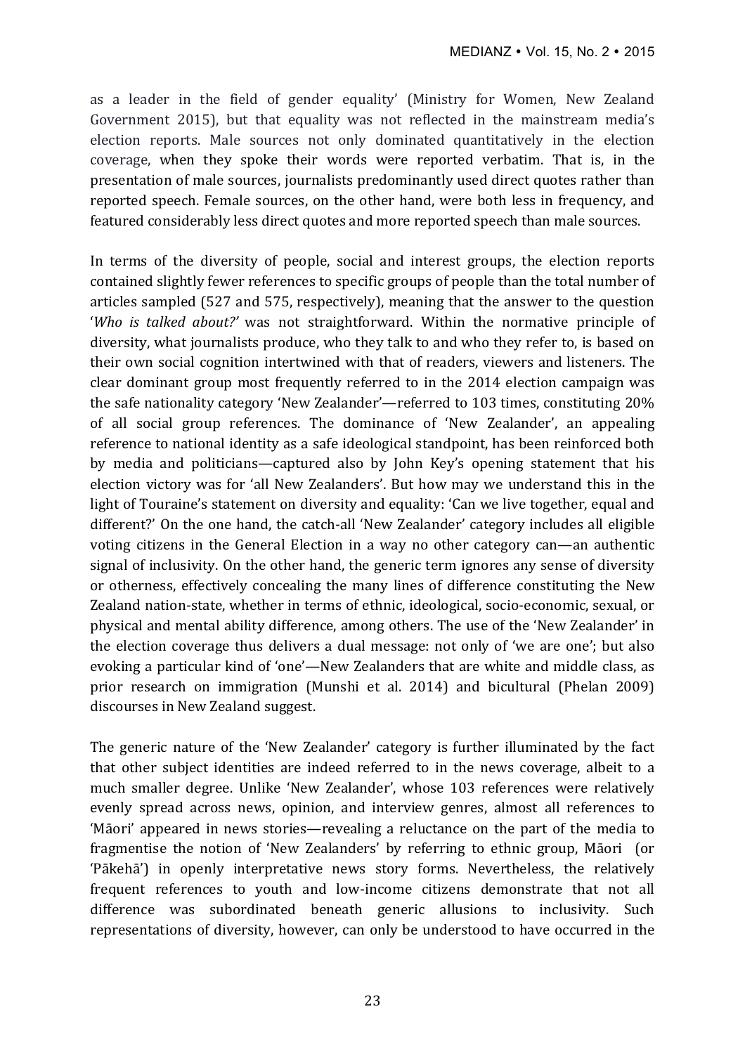as a leader in the field of gender equality' (Ministry for Women, New Zealand Government 2015), but that equality was not reflected in the mainstream media's election reports. Male sources not only dominated quantitatively in the election coverage, when they spoke their words were reported verbatim. That is, in the presentation of male sources, journalists predominantly used direct quotes rather than reported speech. Female sources, on the other hand, were both less in frequency, and featured considerably less direct quotes and more reported speech than male sources.

In terms of the diversity of people, social and interest groups, the election reports contained slightly fewer references to specific groups of people than the total number of articles sampled (527 and 575, respectively), meaning that the answer to the question '*Who is talked about?*' was not straightforward. Within the normative principle of diversity, what journalists produce, who they talk to and who they refer to, is based on their own social cognition intertwined with that of readers, viewers and listeners. The clear dominant group most frequently referred to in the 2014 election campaign was the safe nationality category 'New Zealander'—referred to 103 times, constituting 20% of all social group references. The dominance of 'New Zealander', an appealing reference to national identity as a safe ideological standpoint, has been reinforced both by media and politicians—captured also by John Key's opening statement that his election victory was for 'all New Zealanders'. But how may we understand this in the light of Touraine's statement on diversity and equality: 'Can we live together, equal and different?' On the one hand, the catch-all 'New Zealander' category includes all eligible voting citizens in the General Election in a way no other category can—an authentic signal of inclusivity. On the other hand, the generic term ignores any sense of diversity or otherness, effectively concealing the many lines of difference constituting the New Zealand nation-state, whether in terms of ethnic, ideological, socio-economic, sexual, or physical and mental ability difference, among others. The use of the 'New Zealander' in the election coverage thus delivers a dual message: not only of 'we are one'; but also evoking a particular kind of 'one'—New Zealanders that are white and middle class, as prior research on immigration (Munshi et al. 2014) and bicultural (Phelan 2009) discourses in New Zealand suggest.

The generic nature of the 'New Zealander' category is further illuminated by the fact that other subject identities are indeed referred to in the news coverage, albeit to a much smaller degree. Unlike 'New Zealander', whose 103 references were relatively evenly spread across news, opinion, and interview genres, almost all references to 'Māori' appeared in news stories—revealing a reluctance on the part of the media to fragmentise the notion of 'New Zealanders' by referring to ethnic group, Māori (or 'Pākehā') in openly interpretative news story forms. Nevertheless, the relatively frequent references to youth and low-income citizens demonstrate that not all difference was subordinated beneath generic allusions to inclusivity. Such representations of diversity, however, can only be understood to have occurred in the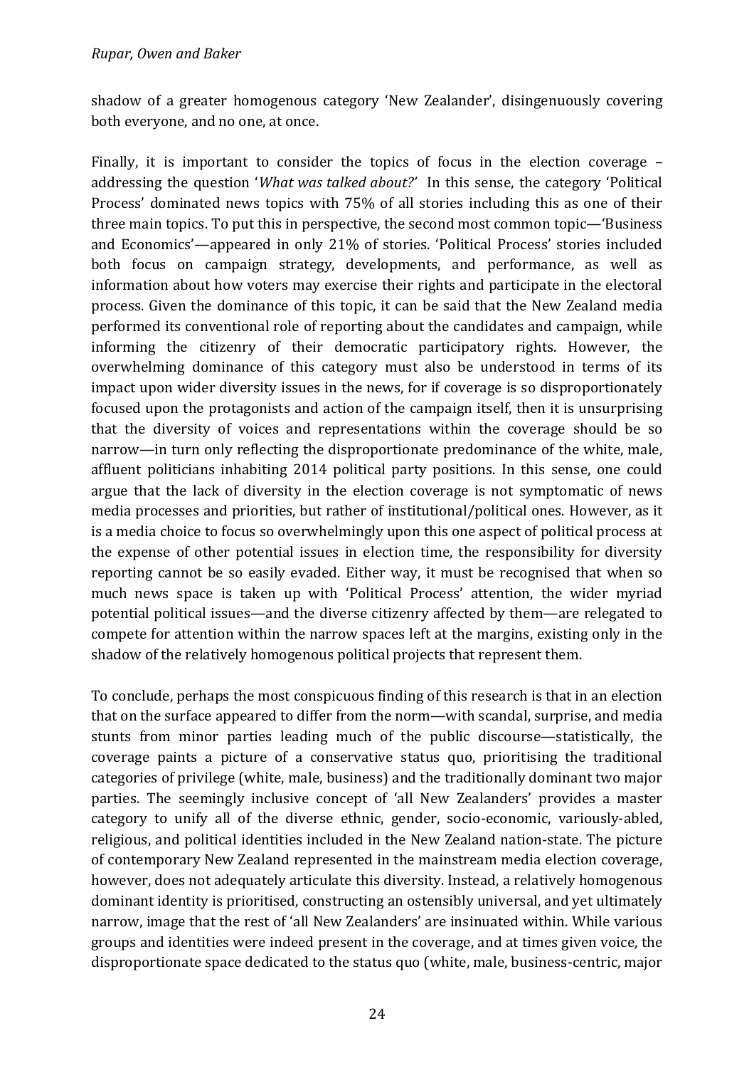shadow of a greater homogenous category 'New Zealander', disingenuously covering both everyone, and no one, at once.

Finally, it is important to consider the topics of focus in the election coverage – addressing the question '*What was talked about?*' In this sense, the category 'Political Process' dominated news topics with 75% of all stories including this as one of their three main topics. To put this in perspective, the second most common topic—'Business and Economics'—appeared in only 21% of stories. 'Political Process' stories included both focus on campaign strategy, developments, and performance, as well as information about how voters may exercise their rights and participate in the electoral process. Given the dominance of this topic, it can be said that the New Zealand media performed its conventional role of reporting about the candidates and campaign, while informing the citizenry of their democratic participatory rights. However, the overwhelming dominance of this category must also be understood in terms of its impact upon wider diversity issues in the news, for if coverage is so disproportionately focused upon the protagonists and action of the campaign itself, then it is unsurprising that the diversity of voices and representations within the coverage should be so narrow—in turn only reflecting the disproportionate predominance of the white, male, affluent politicians inhabiting 2014 political party positions. In this sense, one could argue that the lack of diversity in the election coverage is not symptomatic of news media processes and priorities, but rather of institutional/political ones. However, as it is a media choice to focus so overwhelmingly upon this one aspect of political process at the expense of other potential issues in election time, the responsibility for diversity reporting cannot be so easily evaded. Either way, it must be recognised that when so much news space is taken up with 'Political Process' attention, the wider myriad potential political issues—and the diverse citizenry affected by them—are relegated to compete for attention within the narrow spaces left at the margins, existing only in the shadow of the relatively homogenous political projects that represent them.

To conclude, perhaps the most conspicuous finding of this research is that in an election that on the surface appeared to differ from the norm—with scandal, surprise, and media stunts from minor parties leading much of the public discourse—statistically, the coverage paints a picture of a conservative status quo, prioritising the traditional categories of privilege (white, male, business) and the traditionally dominant two major parties. The seemingly inclusive concept of 'all New Zealanders' provides a master category to unify all of the diverse ethnic, gender, socio-economic, variously-abled, religious, and political identities included in the New Zealand nation-state. The picture of contemporary New Zealand represented in the mainstream media election coverage, however, does not adequately articulate this diversity. Instead, a relatively homogenous dominant identity is prioritised, constructing an ostensibly universal, and yet ultimately narrow, image that the rest of 'all New Zealanders' are insinuated within. While various groups and identities were indeed present in the coverage, and at times given voice, the disproportionate space dedicated to the status quo (white, male, business-centric, major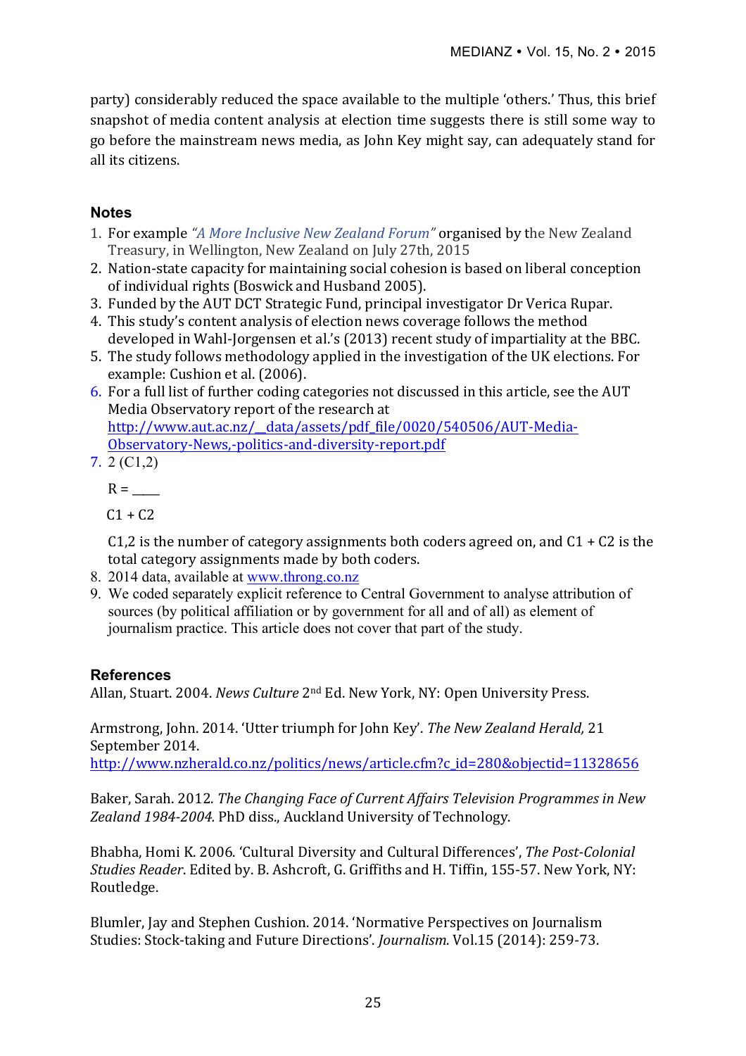party) considerably reduced the space available to the multiple 'others.' Thus, this brief snapshot of media content analysis at election time suggests there is still some way to go before the mainstream news media, as John Key might say, can adequately stand for all its citizens.

### Notes

1. For example *"A More Inclusive New Zealand Forum"* organised by the New Zealand Treasury, in Wellington, New Zealand on July 27th, 2015
2. Nation-state capacity for maintaining social cohesion is based on liberal conception of individual rights (Boswick and Husband 2005).
3. Funded by the AUT DCT Strategic Fund, principal investigator Dr Verica Rupar.
4. This study's content analysis of election news coverage follows the method developed in Wahl-Jorgensen et al.'s (2013) recent study of impartiality at the BBC.
5. The study follows methodology applied in the investigation of the UK elections. For example: Cushion et al. (2006).
6. For a full list of further coding categories not discussed in this article, see the AUT Media Observatory report of the research at http://www.aut.ac.nz/__data/assets/pdf_file/0020/540506/AUT-Media-Observatory-News,-politics-and-diversity-report.pdf
7. $$R = \frac{2\,(C1,2)}{C1 + C2}$$

   C1,2 is the number of category assignments both coders agreed on, and C1 + C2 is the total category assignments made by both coders.
8. 2014 data, available at www.throng.co.nz
9. We coded separately explicit reference to Central Government to analyse attribution of sources (by political affiliation or by government for all and of all) as element of journalism practice. This article does not cover that part of the study.

### References

Allan, Stuart. 2004. *News Culture* 2nd Ed. New York, NY: Open University Press.

Armstrong, John. 2014. 'Utter triumph for John Key'. *The New Zealand Herald,* 21 September 2014. http://www.nzherald.co.nz/politics/news/article.cfm?c_id=280&objectid=11328656

Baker, Sarah. 2012. *The Changing Face of Current Affairs Television Programmes in New Zealand 1984-2004.* PhD diss., Auckland University of Technology.

Bhabha, Homi K. 2006. 'Cultural Diversity and Cultural Differences', *The Post-Colonial Studies Reader*. Edited by. B. Ashcroft, G. Griffiths and H. Tiffin, 155-57. New York, NY: Routledge.

Blumler, Jay and Stephen Cushion. 2014. 'Normative Perspectives on Journalism Studies: Stock-taking and Future Directions'. *Journalism*. Vol.15 (2014): 259-73.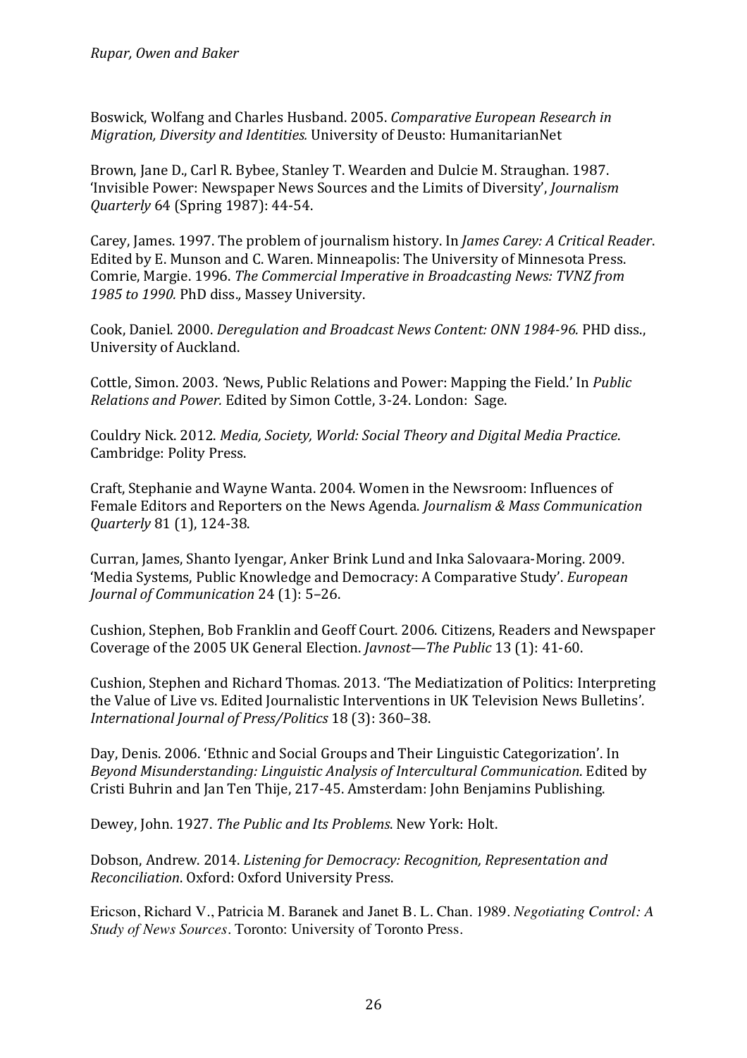Boswick, Wolfang and Charles Husband. 2005. *Comparative European Research in Migration, Diversity and Identities.* University of Deusto: HumanitarianNet

Brown, Jane D., Carl R. Bybee, Stanley T. Wearden and Dulcie M. Straughan. 1987. 'Invisible Power: Newspaper News Sources and the Limits of Diversity', *Journalism Quarterly* 64 (Spring 1987): 44-54.

Carey, James. 1997. The problem of journalism history. In *James Carey: A Critical Reader*. Edited by E. Munson and C. Waren. Minneapolis: The University of Minnesota Press. Comrie, Margie. 1996. *The Commercial Imperative in Broadcasting News: TVNZ from 1985 to 1990.* PhD diss.*,* Massey University.

Cook, Daniel. 2000. *Deregulation and Broadcast News Content: ONN 1984-96.* PHD diss., University of Auckland.

Cottle, Simon. 2003. 'News, Public Relations and Power: Mapping the Field.' In *Public Relations and Power.* Edited by Simon Cottle, 3-24. London: Sage.

Couldry Nick. 2012. *Media, Society, World: Social Theory and Digital Media Practice*. Cambridge: Polity Press.

Craft, Stephanie and Wayne Wanta. 2004. Women in the Newsroom: Influences of Female Editors and Reporters on the News Agenda. *Journalism & Mass Communication Quarterly* 81 (1), 124-38.

Curran, James, Shanto Iyengar, Anker Brink Lund and Inka Salovaara-Moring. 2009. 'Media Systems, Public Knowledge and Democracy: A Comparative Study'. *European Journal of Communication* 24 (1): 5–26.

Cushion, Stephen, Bob Franklin and Geoff Court. 2006. Citizens, Readers and Newspaper Coverage of the 2005 UK General Election. *Javnost—The Public* 13 (1): 41-60.

Cushion, Stephen and Richard Thomas. 2013. 'The Mediatization of Politics: Interpreting the Value of Live vs. Edited Journalistic Interventions in UK Television News Bulletins'. *International Journal of Press/Politics* 18 (3): 360–38.

Day, Denis. 2006. 'Ethnic and Social Groups and Their Linguistic Categorization'. In *Beyond Misunderstanding: Linguistic Analysis of Intercultural Communication*. Edited by Cristi Buhrin and Jan Ten Thije, 217-45. Amsterdam: John Benjamins Publishing.

Dewey, John. 1927. *The Public and Its Problems*. New York: Holt.

Dobson, Andrew. 2014. *Listening for Democracy: Recognition, Representation and Reconciliation*. Oxford: Oxford University Press.

Ericson, Richard V., Patricia M. Baranek and Janet B. L. Chan. 1989. *Negotiating Control: A Study of News Sources*. Toronto: University of Toronto Press.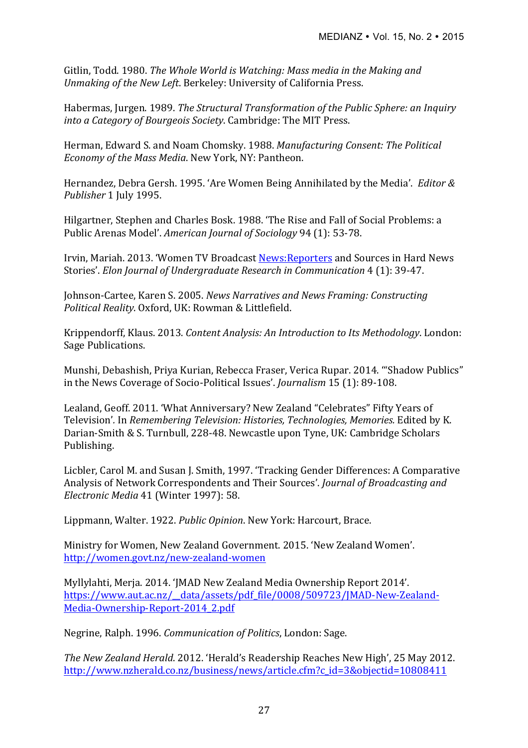Gitlin, Todd. 1980. *The Whole World is Watching: Mass media in the Making and Unmaking of the New Left*. Berkeley: University of California Press.

Habermas, Jurgen. 1989. *The Structural Transformation of the Public Sphere: an Inquiry into a Category of Bourgeois Society*. Cambridge: The MIT Press.

Herman, Edward S. and Noam Chomsky. 1988. *Manufacturing Consent: The Political Economy of the Mass Media*. New York, NY: Pantheon.

Hernandez, Debra Gersh. 1995. 'Are Women Being Annihilated by the Media'. *Editor & Publisher* 1 July 1995.

Hilgartner, Stephen and Charles Bosk. 1988. 'The Rise and Fall of Social Problems: a Public Arenas Model'. *American Journal of Sociology* 94 (1): 53-78.

Irvin, Mariah. 2013. 'Women TV Broadcast News:Reporters and Sources in Hard News Stories'. *Elon Journal of Undergraduate Research in Communication* 4 (1): 39-47.

Johnson-Cartee, Karen S. 2005. *News Narratives and News Framing: Constructing Political Reality*. Oxford, UK: Rowman & Littlefield.

Krippendorff, Klaus. 2013. *Content Analysis: An Introduction to Its Methodology*. London: Sage Publications.

Munshi, Debashish, Priya Kurian, Rebecca Fraser, Verica Rupar. 2014. '"Shadow Publics" in the News Coverage of Socio-Political Issues'. *Journalism* 15 (1): 89-108.

Lealand, Geoff. 2011. 'What Anniversary? New Zealand "Celebrates" Fifty Years of Television'. In *Remembering Television: Histories, Technologies, Memories.* Edited by K. Darian-Smith & S. Turnbull, 228-48. Newcastle upon Tyne, UK: Cambridge Scholars Publishing.

Licbler, Carol M. and Susan J. Smith, 1997. 'Tracking Gender Differences: A Comparative Analysis of Network Correspondents and Their Sources'. *Journal of Broadcasting and Electronic Media* 41 (Winter 1997): 58.

Lippmann, Walter. 1922. *Public Opinion*. New York: Harcourt, Brace.

Ministry for Women, New Zealand Government. 2015. 'New Zealand Women'. http://women.govt.nz/new-zealand-women

Myllylahti, Merja. 2014. 'JMAD New Zealand Media Ownership Report 2014'. https://www.aut.ac.nz/__data/assets/pdf_file/0008/509723/JMAD-New-Zealand-Media-Ownership-Report-2014_2.pdf

Negrine, Ralph. 1996. *Communication of Politics*, London: Sage.

*The New Zealand Herald*. 2012. 'Herald's Readership Reaches New High', 25 May 2012. http://www.nzherald.co.nz/business/news/article.cfm?c_id=3&objectid=10808411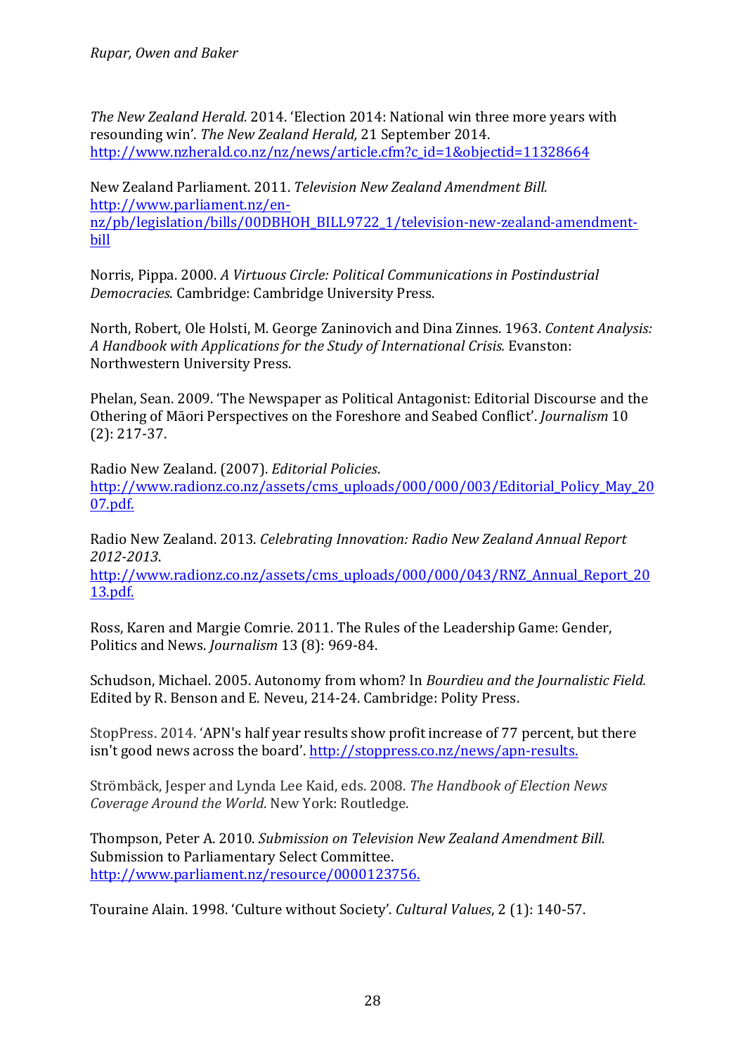*The New Zealand Herald*. 2014. 'Election 2014: National win three more years with resounding win'. *The New Zealand Herald,* 21 September 2014. http://www.nzherald.co.nz/nz/news/article.cfm?c_id=1&objectid=11328664

New Zealand Parliament. 2011. *Television New Zealand Amendment Bill.* http://www.parliament.nz/en-nz/pb/legislation/bills/00DBHOH_BILL9722_1/television-new-zealand-amendment-bill

Norris, Pippa. 2000. *A Virtuous Circle: Political Communications in Postindustrial Democracies*. Cambridge: Cambridge University Press.

North, Robert, Ole Holsti, M. George Zaninovich and Dina Zinnes. 1963. *Content Analysis: A Handbook with Applications for the Study of International Crisis.* Evanston: Northwestern University Press.

Phelan, Sean. 2009. 'The Newspaper as Political Antagonist: Editorial Discourse and the Othering of Māori Perspectives on the Foreshore and Seabed Conflict'. *Journalism* 10 (2): 217-37.

Radio New Zealand. (2007). *Editorial Policies*. http://www.radionz.co.nz/assets/cms_uploads/000/000/003/Editorial_Policy_May_2007.pdf.

Radio New Zealand. 2013. *Celebrating Innovation: Radio New Zealand Annual Report 2012-2013*. http://www.radionz.co.nz/assets/cms_uploads/000/000/043/RNZ_Annual_Report_2013.pdf.

Ross, Karen and Margie Comrie. 2011. The Rules of the Leadership Game: Gender, Politics and News. *Journalism* 13 (8): 969-84.

Schudson, Michael. 2005. Autonomy from whom? In *Bourdieu and the Journalistic Field.* Edited by R. Benson and E. Neveu, 214-24. Cambridge: Polity Press.

StopPress. 2014. 'APN's half year results show profit increase of 77 percent, but there isn't good news across the board'. http://stoppress.co.nz/news/apn-results.

Strömbäck, Jesper and Lynda Lee Kaid, eds. 2008. *The Handbook of Election News Coverage Around the World*. New York: Routledge.

Thompson, Peter A. 2010. *Submission on Television New Zealand Amendment Bill.* Submission to Parliamentary Select Committee. http://www.parliament.nz/resource/0000123756.

Touraine Alain. 1998. 'Culture without Society'. *Cultural Values*, 2 (1): 140-57.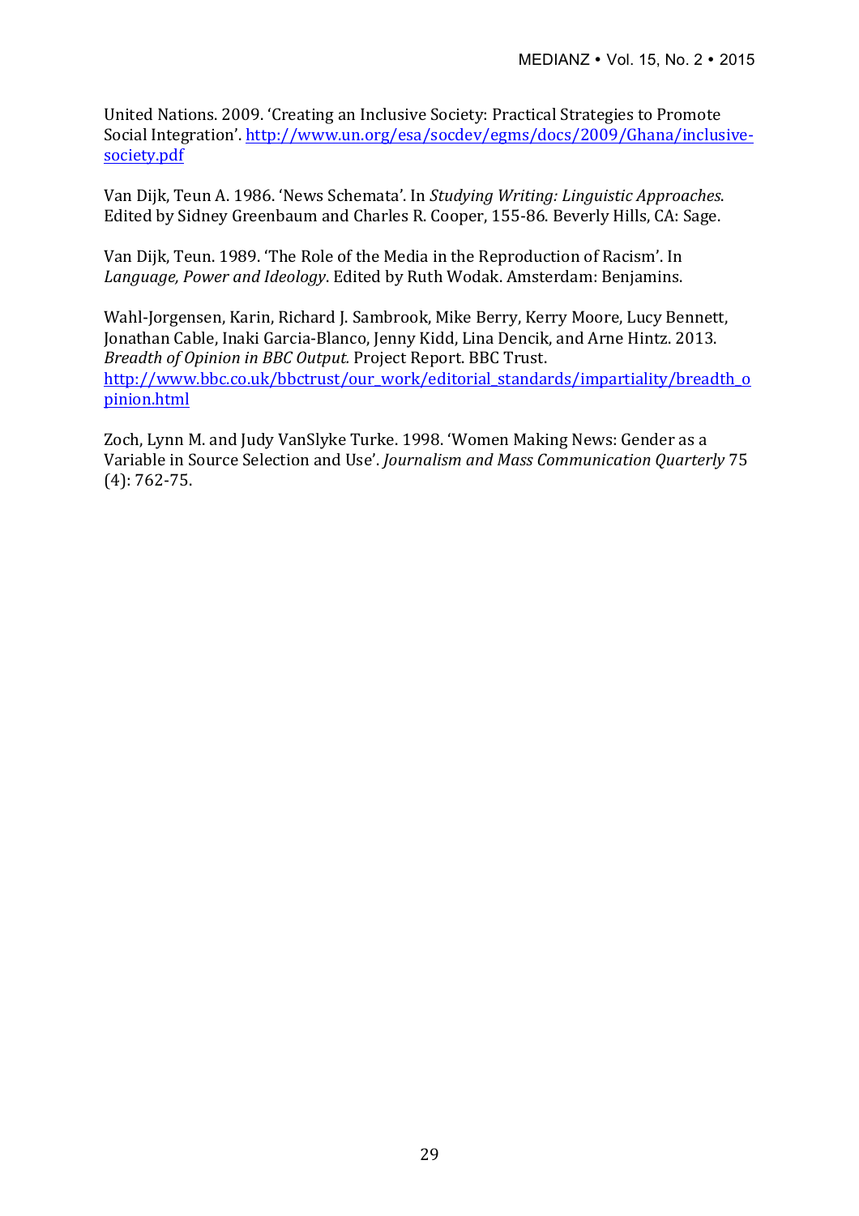United Nations. 2009. 'Creating an Inclusive Society: Practical Strategies to Promote Social Integration'. http://www.un.org/esa/socdev/egms/docs/2009/Ghana/inclusive-society.pdf

Van Dijk, Teun A. 1986. 'News Schemata'. In *Studying Writing: Linguistic Approaches*. Edited by Sidney Greenbaum and Charles R. Cooper, 155-86. Beverly Hills, CA: Sage.

Van Dijk, Teun. 1989. 'The Role of the Media in the Reproduction of Racism'. In *Language, Power and Ideology*. Edited by Ruth Wodak. Amsterdam: Benjamins.

Wahl-Jorgensen, Karin, Richard J. Sambrook, Mike Berry, Kerry Moore, Lucy Bennett, Jonathan Cable, Inaki Garcia-Blanco, Jenny Kidd, Lina Dencik, and Arne Hintz. 2013. *Breadth of Opinion in BBC Output.* Project Report. BBC Trust. http://www.bbc.co.uk/bbctrust/our_work/editorial_standards/impartiality/breadth_opinion.html

Zoch, Lynn M. and Judy VanSlyke Turke. 1998. 'Women Making News: Gender as a Variable in Source Selection and Use'. *Journalism and Mass Communication Quarterly* 75 (4): 762-75.